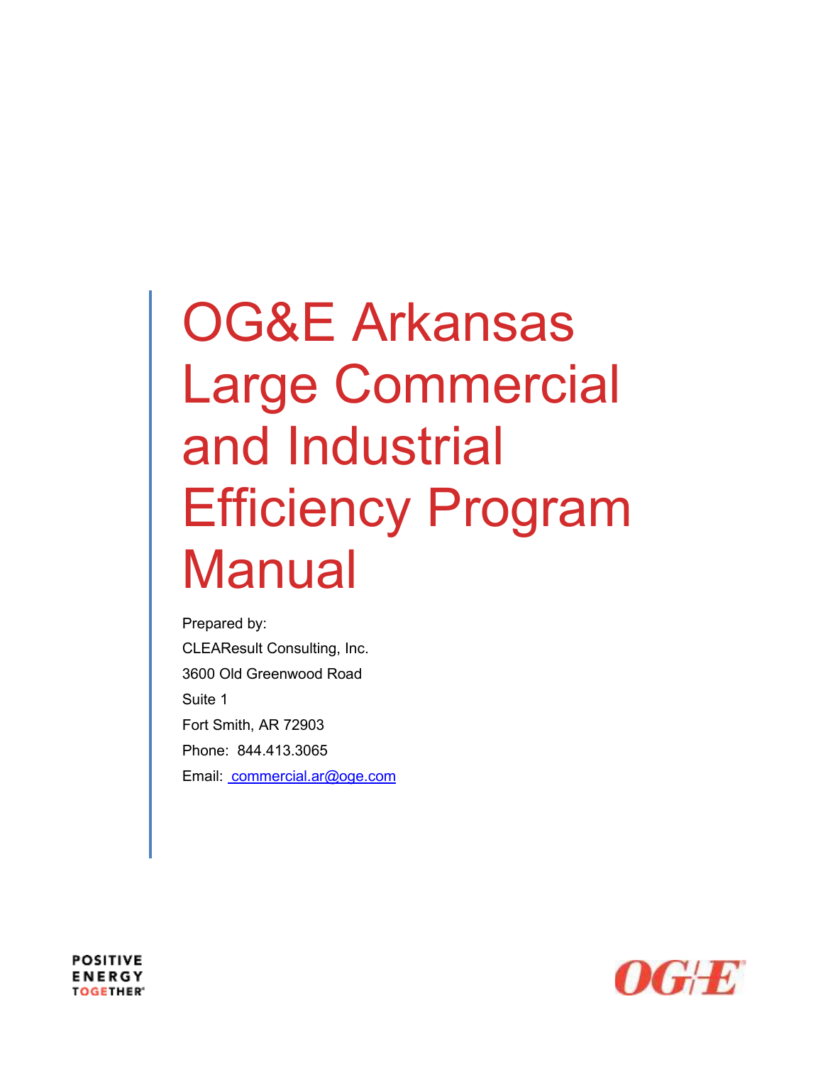# OG&E Arkansas Large Commercial and Industrial Efficiency Program Manual

Prepared by:

CLEAResult Consulting, Inc.

3600 Old Greenwood Road

Suite 1

Fort Smith, AR 72903

Phone: 844.413.3065

Email: commercial.ar@oge.com

POSITIVE ENERGY TOGETHER®

OG&E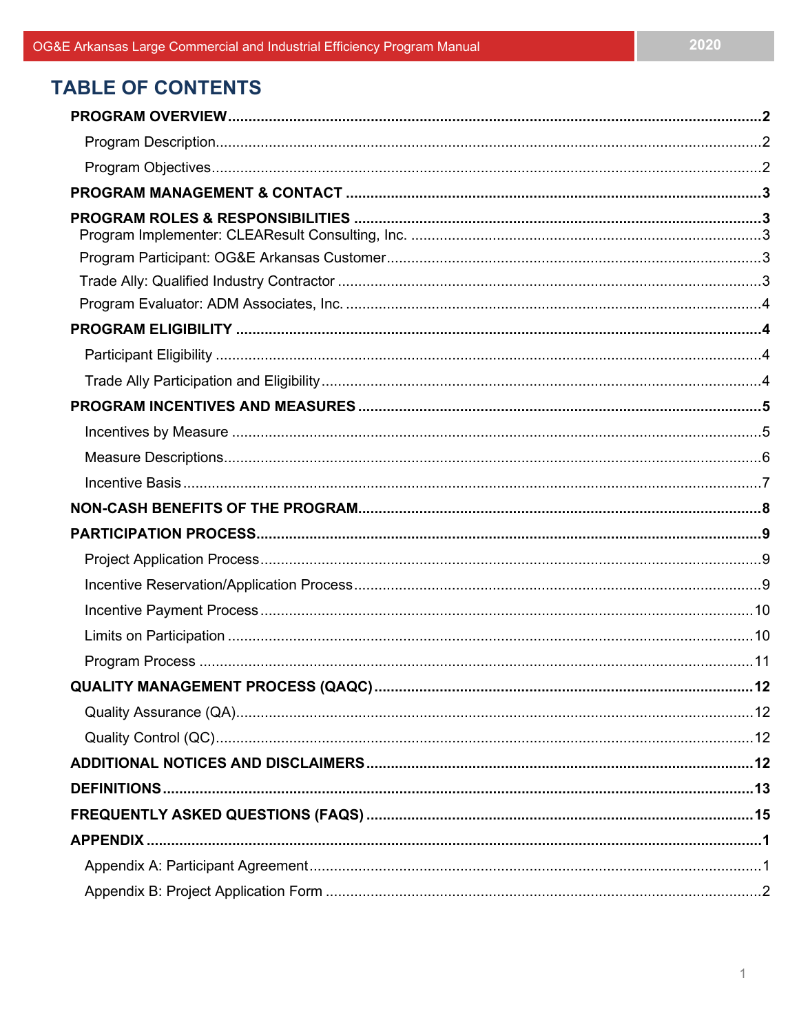# TABLE OF CONTENTS

**PROGRAM OVERVIEW** .......... 2

- Program Description .......... 2
- Program Objectives .......... 2

**PROGRAM MANAGEMENT & CONTACT** .......... 3

**PROGRAM ROLES & RESPONSIBILITIES** .......... 3

- Program Implementer: CLEAResult Consulting, Inc. .......... 3
- Program Participant: OG&E Arkansas Customer .......... 3
- Trade Ally: Qualified Industry Contractor .......... 3
- Program Evaluator: ADM Associates, Inc. .......... 4

**PROGRAM ELIGIBILITY** .......... 4

- Participant Eligibility .......... 4
- Trade Ally Participation and Eligibility .......... 4

**PROGRAM INCENTIVES AND MEASURES** .......... 5

- Incentives by Measure .......... 5
- Measure Descriptions .......... 6
- Incentive Basis .......... 7

**NON-CASH BENEFITS OF THE PROGRAM** .......... 8

**PARTICIPATION PROCESS** .......... 9

- Project Application Process .......... 9
- Incentive Reservation/Application Process .......... 9
- Incentive Payment Process .......... 10
- Limits on Participation .......... 10
- Program Process .......... 11

**QUALITY MANAGEMENT PROCESS (QAQC)** .......... 12

- Quality Assurance (QA) .......... 12
- Quality Control (QC) .......... 12

**ADDITIONAL NOTICES AND DISCLAIMERS** .......... 12

**DEFINITIONS** .......... 13

**FREQUENTLY ASKED QUESTIONS (FAQS)** .......... 15

**APPENDIX** .......... 1

- Appendix A: Participant Agreement .......... 1
- Appendix B: Project Application Form .......... 2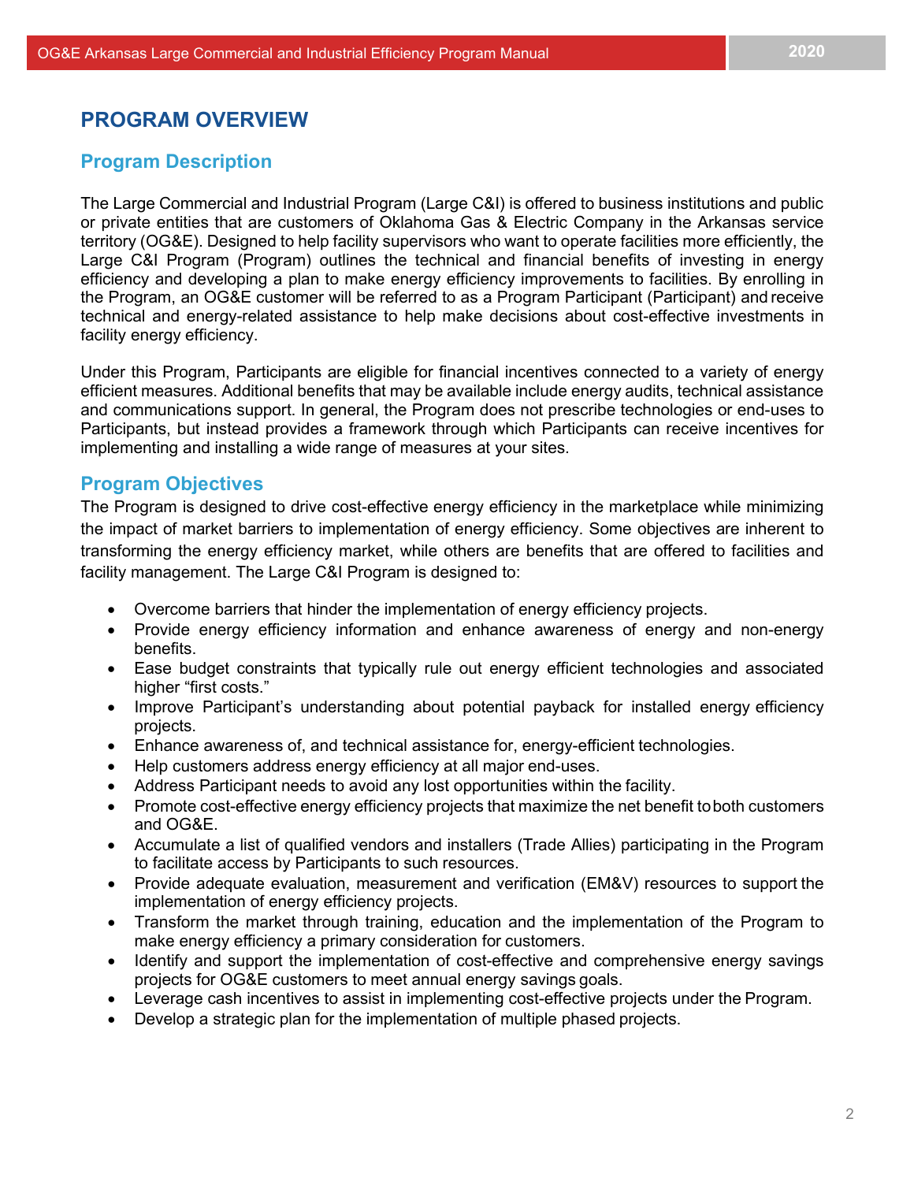# PROGRAM OVERVIEW

## Program Description

The Large Commercial and Industrial Program (Large C&I) is offered to business institutions and public or private entities that are customers of Oklahoma Gas & Electric Company in the Arkansas service territory (OG&E). Designed to help facility supervisors who want to operate facilities more efficiently, the Large C&I Program (Program) outlines the technical and financial benefits of investing in energy efficiency and developing a plan to make energy efficiency improvements to facilities. By enrolling in the Program, an OG&E customer will be referred to as a Program Participant (Participant) and receive technical and energy-related assistance to help make decisions about cost-effective investments in facility energy efficiency.

Under this Program, Participants are eligible for financial incentives connected to a variety of energy efficient measures. Additional benefits that may be available include energy audits, technical assistance and communications support. In general, the Program does not prescribe technologies or end-uses to Participants, but instead provides a framework through which Participants can receive incentives for implementing and installing a wide range of measures at your sites.

## Program Objectives

The Program is designed to drive cost-effective energy efficiency in the marketplace while minimizing the impact of market barriers to implementation of energy efficiency. Some objectives are inherent to transforming the energy efficiency market, while others are benefits that are offered to facilities and facility management. The Large C&I Program is designed to:

- Overcome barriers that hinder the implementation of energy efficiency projects.
- Provide energy efficiency information and enhance awareness of energy and non-energy benefits.
- Ease budget constraints that typically rule out energy efficient technologies and associated higher "first costs."
- Improve Participant's understanding about potential payback for installed energy efficiency projects.
- Enhance awareness of, and technical assistance for, energy-efficient technologies.
- Help customers address energy efficiency at all major end-uses.
- Address Participant needs to avoid any lost opportunities within the facility.
- Promote cost-effective energy efficiency projects that maximize the net benefit to both customers and OG&E.
- Accumulate a list of qualified vendors and installers (Trade Allies) participating in the Program to facilitate access by Participants to such resources.
- Provide adequate evaluation, measurement and verification (EM&V) resources to support the implementation of energy efficiency projects.
- Transform the market through training, education and the implementation of the Program to make energy efficiency a primary consideration for customers.
- Identify and support the implementation of cost-effective and comprehensive energy savings projects for OG&E customers to meet annual energy savings goals.
- Leverage cash incentives to assist in implementing cost-effective projects under the Program.
- Develop a strategic plan for the implementation of multiple phased projects.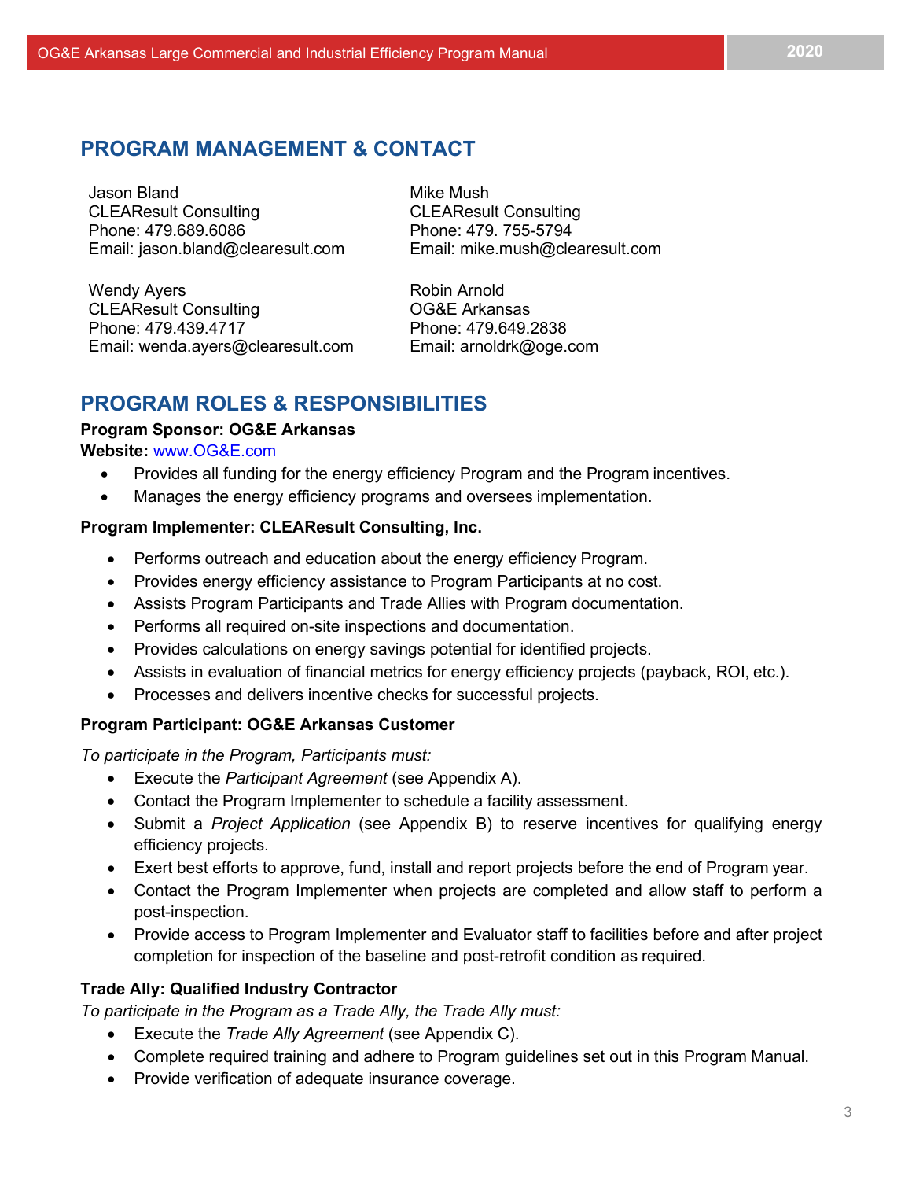## PROGRAM MANAGEMENT & CONTACT

Jason Bland
CLEAResult Consulting
Phone: 479.689.6086
Email: jason.bland@clearesult.com

Mike Mush
CLEAResult Consulting
Phone: 479. 755-5794
Email: mike.mush@clearesult.com

Wendy Ayers
CLEAResult Consulting
Phone: 479.439.4717
Email: wenda.ayers@clearesult.com

Robin Arnold
OG&E Arkansas
Phone: 479.649.2838
Email: arnoldrk@oge.com

## PROGRAM ROLES & RESPONSIBILITIES

**Program Sponsor: OG&E Arkansas**
**Website:** [www.OG&E.com](www.OG&E.com)

- Provides all funding for the energy efficiency Program and the Program incentives.
- Manages the energy efficiency programs and oversees implementation.

**Program Implementer: CLEAResult Consulting, Inc.**

- Performs outreach and education about the energy efficiency Program.
- Provides energy efficiency assistance to Program Participants at no cost.
- Assists Program Participants and Trade Allies with Program documentation.
- Performs all required on-site inspections and documentation.
- Provides calculations on energy savings potential for identified projects.
- Assists in evaluation of financial metrics for energy efficiency projects (payback, ROI, etc.).
- Processes and delivers incentive checks for successful projects.

**Program Participant: OG&E Arkansas Customer**

*To participate in the Program, Participants must:*

- Execute the *Participant Agreement* (see Appendix A).
- Contact the Program Implementer to schedule a facility assessment.
- Submit a *Project Application* (see Appendix B) to reserve incentives for qualifying energy efficiency projects.
- Exert best efforts to approve, fund, install and report projects before the end of Program year.
- Contact the Program Implementer when projects are completed and allow staff to perform a post-inspection.
- Provide access to Program Implementer and Evaluator staff to facilities before and after project completion for inspection of the baseline and post-retrofit condition as required.

**Trade Ally: Qualified Industry Contractor**
*To participate in the Program as a Trade Ally, the Trade Ally must:*

- Execute the *Trade Ally Agreement* (see Appendix C).
- Complete required training and adhere to Program guidelines set out in this Program Manual.
- Provide verification of adequate insurance coverage.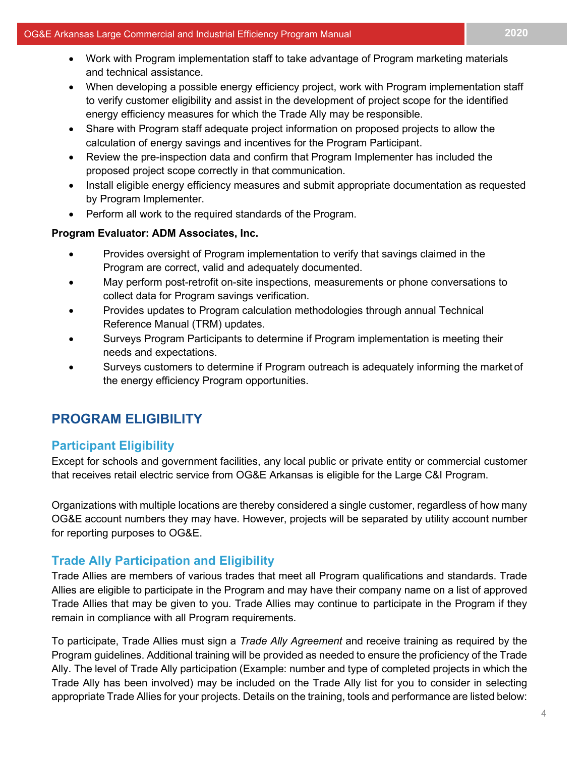- Work with Program implementation staff to take advantage of Program marketing materials and technical assistance.
- When developing a possible energy efficiency project, work with Program implementation staff to verify customer eligibility and assist in the development of project scope for the identified energy efficiency measures for which the Trade Ally may be responsible.
- Share with Program staff adequate project information on proposed projects to allow the calculation of energy savings and incentives for the Program Participant.
- Review the pre-inspection data and confirm that Program Implementer has included the proposed project scope correctly in that communication.
- Install eligible energy efficiency measures and submit appropriate documentation as requested by Program Implementer.
- Perform all work to the required standards of the Program.

**Program Evaluator: ADM Associates, Inc.**

- Provides oversight of Program implementation to verify that savings claimed in the Program are correct, valid and adequately documented.
- May perform post-retrofit on-site inspections, measurements or phone conversations to collect data for Program savings verification.
- Provides updates to Program calculation methodologies through annual Technical Reference Manual (TRM) updates.
- Surveys Program Participants to determine if Program implementation is meeting their needs and expectations.
- Surveys customers to determine if Program outreach is adequately informing the market of the energy efficiency Program opportunities.

## PROGRAM ELIGIBILITY

### Participant Eligibility

Except for schools and government facilities, any local public or private entity or commercial customer that receives retail electric service from OG&E Arkansas is eligible for the Large C&I Program.

Organizations with multiple locations are thereby considered a single customer, regardless of how many OG&E account numbers they may have. However, projects will be separated by utility account number for reporting purposes to OG&E.

### Trade Ally Participation and Eligibility

Trade Allies are members of various trades that meet all Program qualifications and standards. Trade Allies are eligible to participate in the Program and may have their company name on a list of approved Trade Allies that may be given to you. Trade Allies may continue to participate in the Program if they remain in compliance with all Program requirements.

To participate, Trade Allies must sign a *Trade Ally Agreement* and receive training as required by the Program guidelines. Additional training will be provided as needed to ensure the proficiency of the Trade Ally. The level of Trade Ally participation (Example: number and type of completed projects in which the Trade Ally has been involved) may be included on the Trade Ally list for you to consider in selecting appropriate Trade Allies for your projects. Details on the training, tools and performance are listed below: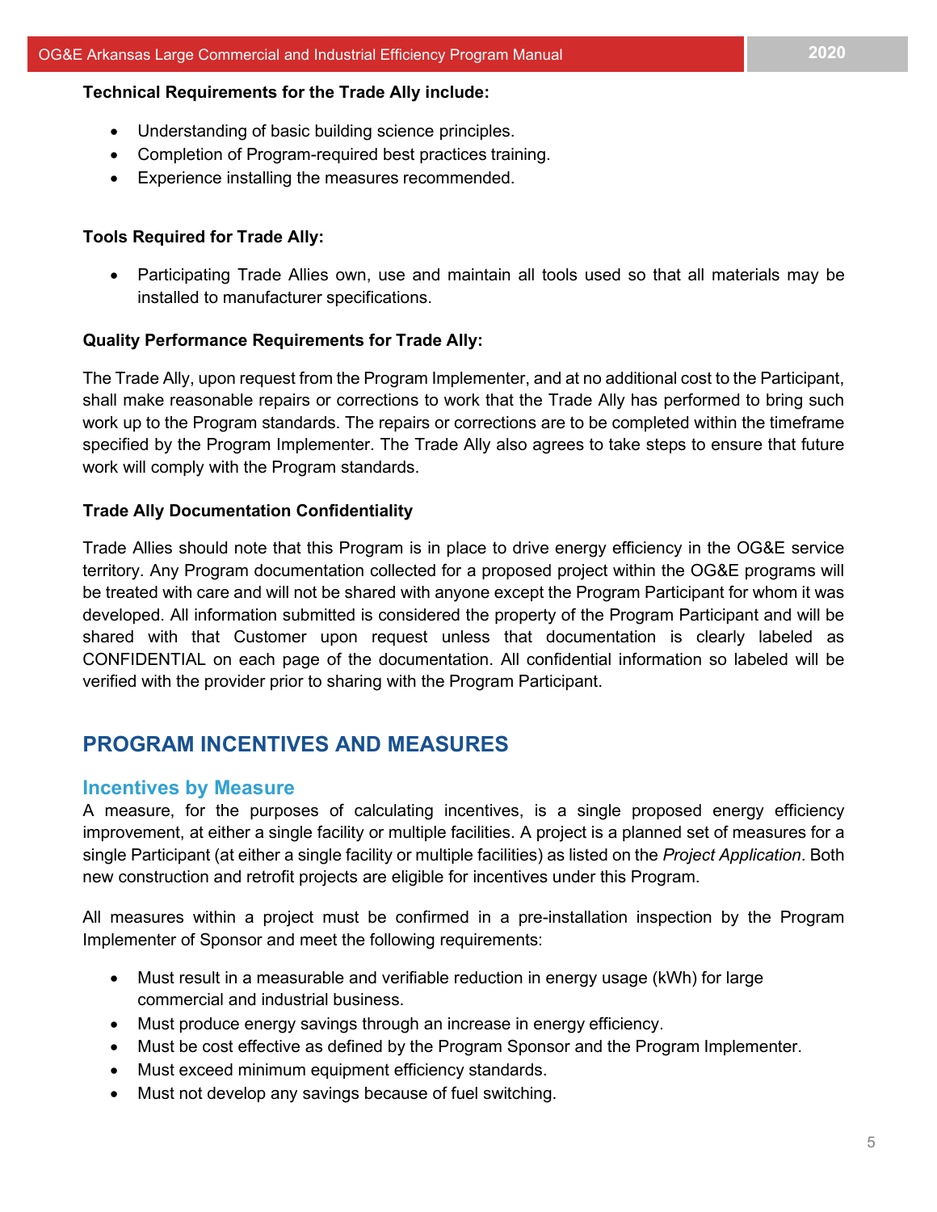**Technical Requirements for the Trade Ally include:**

- Understanding of basic building science principles.
- Completion of Program-required best practices training.
- Experience installing the measures recommended.

**Tools Required for Trade Ally:**

- Participating Trade Allies own, use and maintain all tools used so that all materials may be installed to manufacturer specifications.

**Quality Performance Requirements for Trade Ally:**

The Trade Ally, upon request from the Program Implementer, and at no additional cost to the Participant, shall make reasonable repairs or corrections to work that the Trade Ally has performed to bring such work up to the Program standards. The repairs or corrections are to be completed within the timeframe specified by the Program Implementer. The Trade Ally also agrees to take steps to ensure that future work will comply with the Program standards.

**Trade Ally Documentation Confidentiality**

Trade Allies should note that this Program is in place to drive energy efficiency in the OG&E service territory. Any Program documentation collected for a proposed project within the OG&E programs will be treated with care and will not be shared with anyone except the Program Participant for whom it was developed. All information submitted is considered the property of the Program Participant and will be shared with that Customer upon request unless that documentation is clearly labeled as CONFIDENTIAL on each page of the documentation. All confidential information so labeled will be verified with the provider prior to sharing with the Program Participant.

## PROGRAM INCENTIVES AND MEASURES

### Incentives by Measure

A measure, for the purposes of calculating incentives, is a single proposed energy efficiency improvement, at either a single facility or multiple facilities. A project is a planned set of measures for a single Participant (at either a single facility or multiple facilities) as listed on the *Project Application*. Both new construction and retrofit projects are eligible for incentives under this Program.

All measures within a project must be confirmed in a pre-installation inspection by the Program Implementer of Sponsor and meet the following requirements:

- Must result in a measurable and verifiable reduction in energy usage (kWh) for large commercial and industrial business.
- Must produce energy savings through an increase in energy efficiency.
- Must be cost effective as defined by the Program Sponsor and the Program Implementer.
- Must exceed minimum equipment efficiency standards.
- Must not develop any savings because of fuel switching.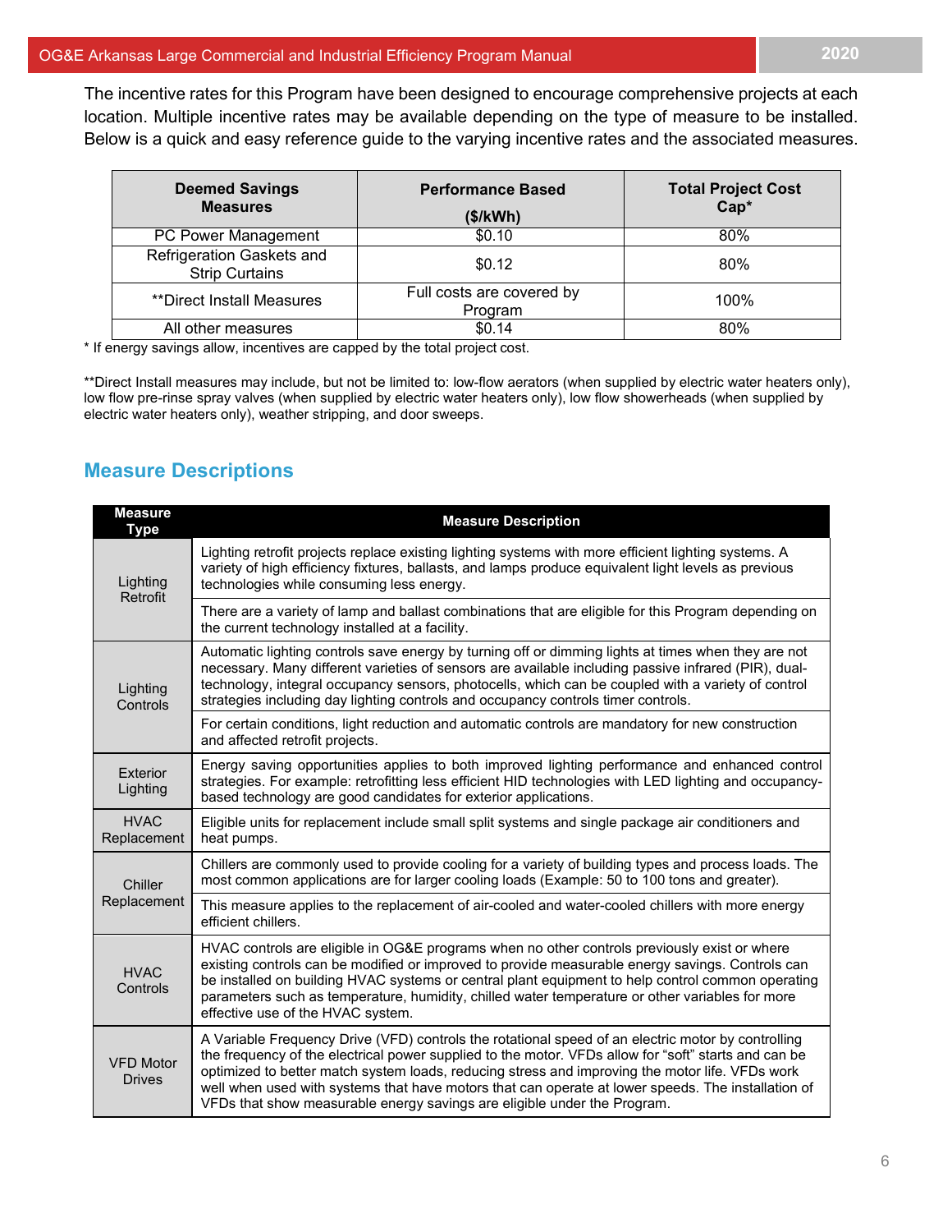The incentive rates for this Program have been designed to encourage comprehensive projects at each location. Multiple incentive rates may be available depending on the type of measure to be installed. Below is a quick and easy reference guide to the varying incentive rates and the associated measures.

| Deemed Savings Measures | Performance Based ($/kWh) | Total Project Cost Cap* |
|---|---|---|
| PC Power Management | $0.10 | 80% |
| Refrigeration Gaskets and Strip Curtains | $0.12 | 80% |
| **Direct Install Measures | Full costs are covered by Program | 100% |
| All other measures | $0.14 | 80% |

\* If energy savings allow, incentives are capped by the total project cost.

**Direct Install measures may include, but not be limited to: low-flow aerators (when supplied by electric water heaters only), low flow pre-rinse spray valves (when supplied by electric water heaters only), low flow showerheads (when supplied by electric water heaters only), weather stripping, and door sweeps.

## Measure Descriptions

| Measure Type | Measure Description |
|---|---|
| Lighting Retrofit | Lighting retrofit projects replace existing lighting systems with more efficient lighting systems. A variety of high efficiency fixtures, ballasts, and lamps produce equivalent light levels as previous technologies while consuming less energy. |
| | There are a variety of lamp and ballast combinations that are eligible for this Program depending on the current technology installed at a facility. |
| Lighting Controls | Automatic lighting controls save energy by turning off or dimming lights at times when they are not necessary. Many different varieties of sensors are available including passive infrared (PIR), dual-technology, integral occupancy sensors, photocells, which can be coupled with a variety of control strategies including day lighting controls and occupancy controls timer controls. |
| | For certain conditions, light reduction and automatic controls are mandatory for new construction and affected retrofit projects. |
| Exterior Lighting | Energy saving opportunities applies to both improved lighting performance and enhanced control strategies. For example: retrofitting less efficient HID technologies with LED lighting and occupancy-based technology are good candidates for exterior applications. |
| HVAC Replacement | Eligible units for replacement include small split systems and single package air conditioners and heat pumps. |
| Chiller Replacement | Chillers are commonly used to provide cooling for a variety of building types and process loads. The most common applications are for larger cooling loads (Example: 50 to 100 tons and greater). |
| | This measure applies to the replacement of air-cooled and water-cooled chillers with more energy efficient chillers. |
| HVAC Controls | HVAC controls are eligible in OG&E programs when no other controls previously exist or where existing controls can be modified or improved to provide measurable energy savings. Controls can be installed on building HVAC systems or central plant equipment to help control common operating parameters such as temperature, humidity, chilled water temperature or other variables for more effective use of the HVAC system. |
| VFD Motor Drives | A Variable Frequency Drive (VFD) controls the rotational speed of an electric motor by controlling the frequency of the electrical power supplied to the motor. VFDs allow for "soft" starts and can be optimized to better match system loads, reducing stress and improving the motor life. VFDs work well when used with systems that have motors that can operate at lower speeds. The installation of VFDs that show measurable energy savings are eligible under the Program. |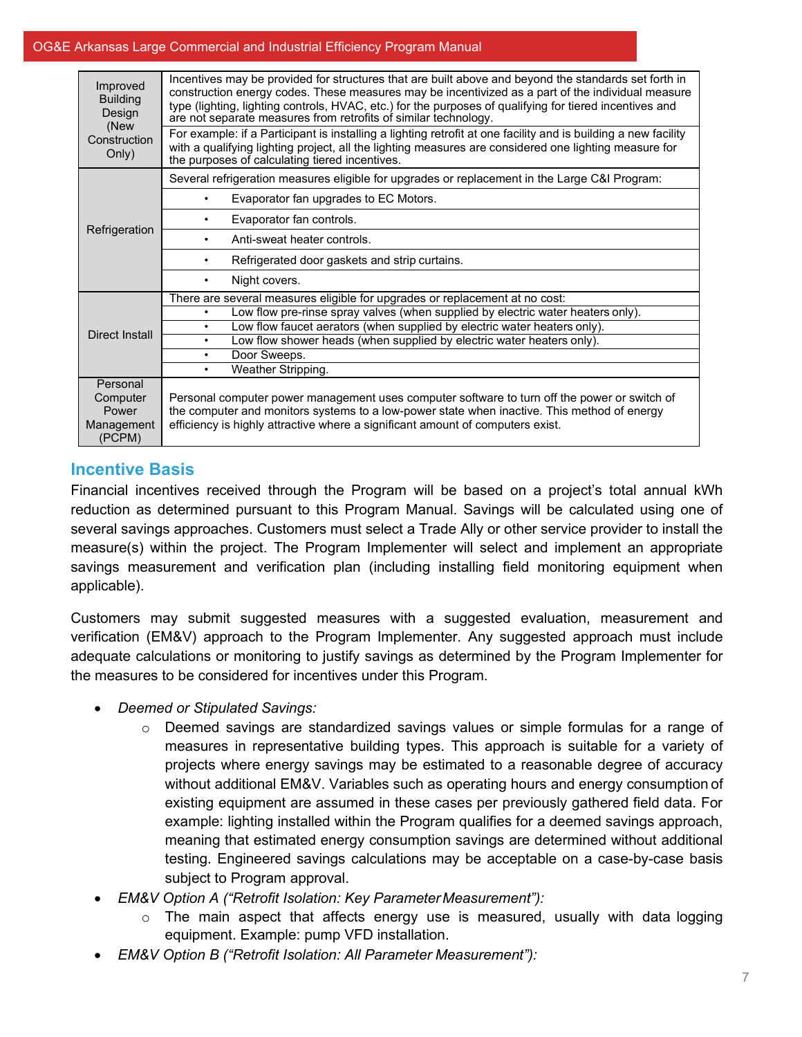| | |
|---|---|
| Improved Building Design (New Construction Only) | Incentives may be provided for structures that are built above and beyond the standards set forth in construction energy codes. These measures may be incentivized as a part of the individual measure type (lighting, lighting controls, HVAC, etc.) for the purposes of qualifying for tiered incentives and are not separate measures from retrofits of similar technology. |
| | For example: if a Participant is installing a lighting retrofit at one facility and is building a new facility with a qualifying lighting project, all the lighting measures are considered one lighting measure for the purposes of calculating tiered incentives. |
| Refrigeration | Several refrigeration measures eligible for upgrades or replacement in the Large C&I Program: |
| | • Evaporator fan upgrades to EC Motors. |
| | • Evaporator fan controls. |
| | • Anti-sweat heater controls. |
| | • Refrigerated door gaskets and strip curtains. |
| | • Night covers. |
| Direct Install | There are several measures eligible for upgrades or replacement at no cost: |
| | • Low flow pre-rinse spray valves (when supplied by electric water heaters only). |
| | • Low flow faucet aerators (when supplied by electric water heaters only). |
| | • Low flow shower heads (when supplied by electric water heaters only). |
| | • Door Sweeps. |
| | • Weather Stripping. |
| Personal Computer Power Management (PCPM) | Personal computer power management uses computer software to turn off the power or switch of the computer and monitors systems to a low-power state when inactive. This method of energy efficiency is highly attractive where a significant amount of computers exist. |

## Incentive Basis

Financial incentives received through the Program will be based on a project's total annual kWh reduction as determined pursuant to this Program Manual. Savings will be calculated using one of several savings approaches. Customers must select a Trade Ally or other service provider to install the measure(s) within the project. The Program Implementer will select and implement an appropriate savings measurement and verification plan (including installing field monitoring equipment when applicable).

Customers may submit suggested measures with a suggested evaluation, measurement and verification (EM&V) approach to the Program Implementer. Any suggested approach must include adequate calculations or monitoring to justify savings as determined by the Program Implementer for the measures to be considered for incentives under this Program.

- *Deemed or Stipulated Savings:*
  - Deemed savings are standardized savings values or simple formulas for a range of measures in representative building types. This approach is suitable for a variety of projects where energy savings may be estimated to a reasonable degree of accuracy without additional EM&V. Variables such as operating hours and energy consumption of existing equipment are assumed in these cases per previously gathered field data. For example: lighting installed within the Program qualifies for a deemed savings approach, meaning that estimated energy consumption savings are determined without additional testing. Engineered savings calculations may be acceptable on a case-by-case basis subject to Program approval.
- *EM&V Option A ("Retrofit Isolation: Key Parameter Measurement"):*
  - The main aspect that affects energy use is measured, usually with data logging equipment. Example: pump VFD installation.
- *EM&V Option B ("Retrofit Isolation: All Parameter Measurement"):*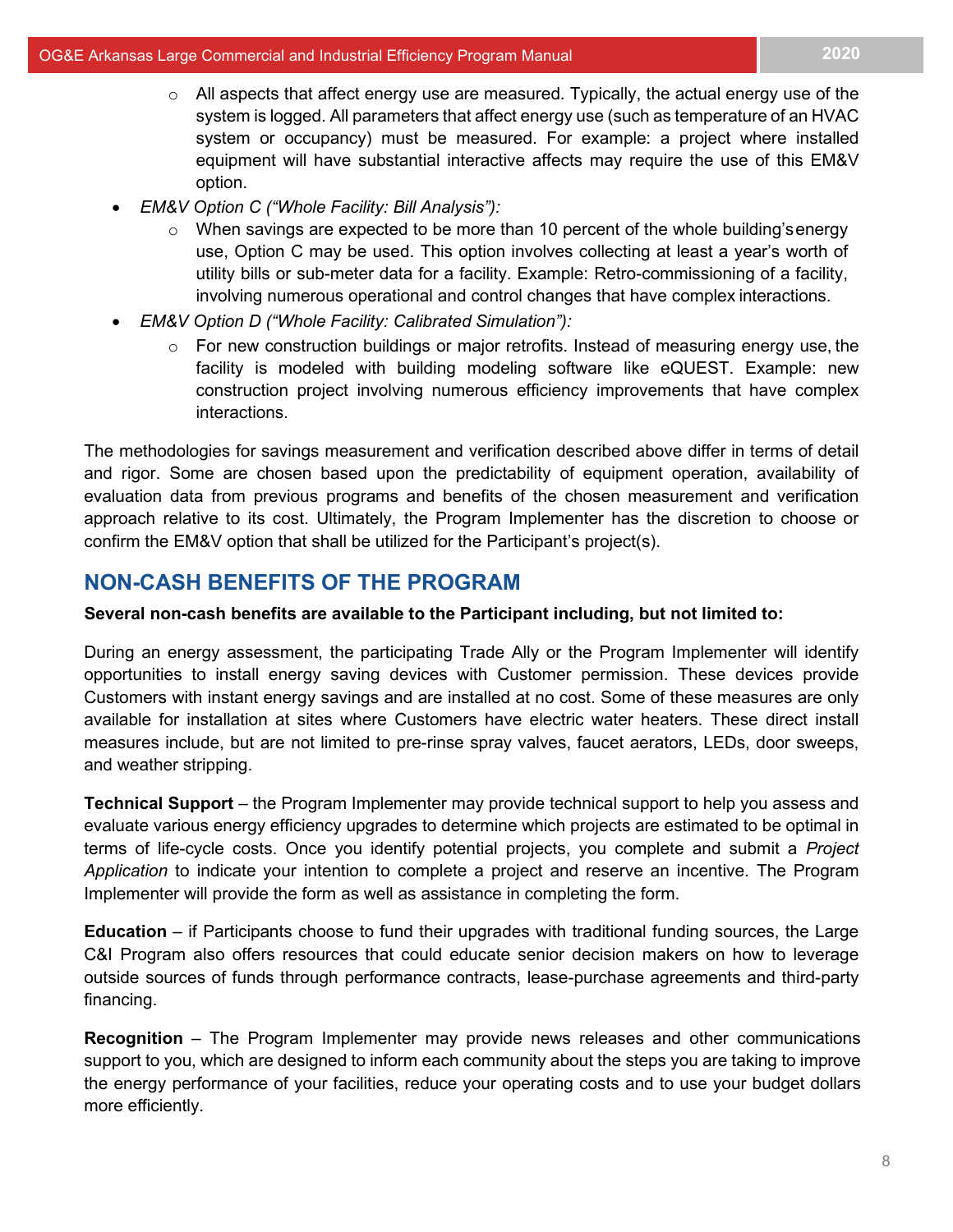- All aspects that affect energy use are measured. Typically, the actual energy use of the system is logged. All parameters that affect energy use (such as temperature of an HVAC system or occupancy) must be measured. For example: a project where installed equipment will have substantial interactive affects may require the use of this EM&V option.
- *EM&V Option C ("Whole Facility: Bill Analysis"):*
    - When savings are expected to be more than 10 percent of the whole building's energy use, Option C may be used. This option involves collecting at least a year's worth of utility bills or sub-meter data for a facility. Example: Retro-commissioning of a facility, involving numerous operational and control changes that have complex interactions.
- *EM&V Option D ("Whole Facility: Calibrated Simulation"):*
    - For new construction buildings or major retrofits. Instead of measuring energy use, the facility is modeled with building modeling software like eQUEST. Example: new construction project involving numerous efficiency improvements that have complex interactions.

The methodologies for savings measurement and verification described above differ in terms of detail and rigor. Some are chosen based upon the predictability of equipment operation, availability of evaluation data from previous programs and benefits of the chosen measurement and verification approach relative to its cost. Ultimately, the Program Implementer has the discretion to choose or confirm the EM&V option that shall be utilized for the Participant's project(s).

## NON-CASH BENEFITS OF THE PROGRAM

**Several non-cash benefits are available to the Participant including, but not limited to:**

During an energy assessment, the participating Trade Ally or the Program Implementer will identify opportunities to install energy saving devices with Customer permission. These devices provide Customers with instant energy savings and are installed at no cost. Some of these measures are only available for installation at sites where Customers have electric water heaters. These direct install measures include, but are not limited to pre-rinse spray valves, faucet aerators, LEDs, door sweeps, and weather stripping.

**Technical Support** – the Program Implementer may provide technical support to help you assess and evaluate various energy efficiency upgrades to determine which projects are estimated to be optimal in terms of life-cycle costs. Once you identify potential projects, you complete and submit a *Project Application* to indicate your intention to complete a project and reserve an incentive. The Program Implementer will provide the form as well as assistance in completing the form.

**Education** – if Participants choose to fund their upgrades with traditional funding sources, the Large C&I Program also offers resources that could educate senior decision makers on how to leverage outside sources of funds through performance contracts, lease-purchase agreements and third-party financing.

**Recognition** – The Program Implementer may provide news releases and other communications support to you, which are designed to inform each community about the steps you are taking to improve the energy performance of your facilities, reduce your operating costs and to use your budget dollars more efficiently.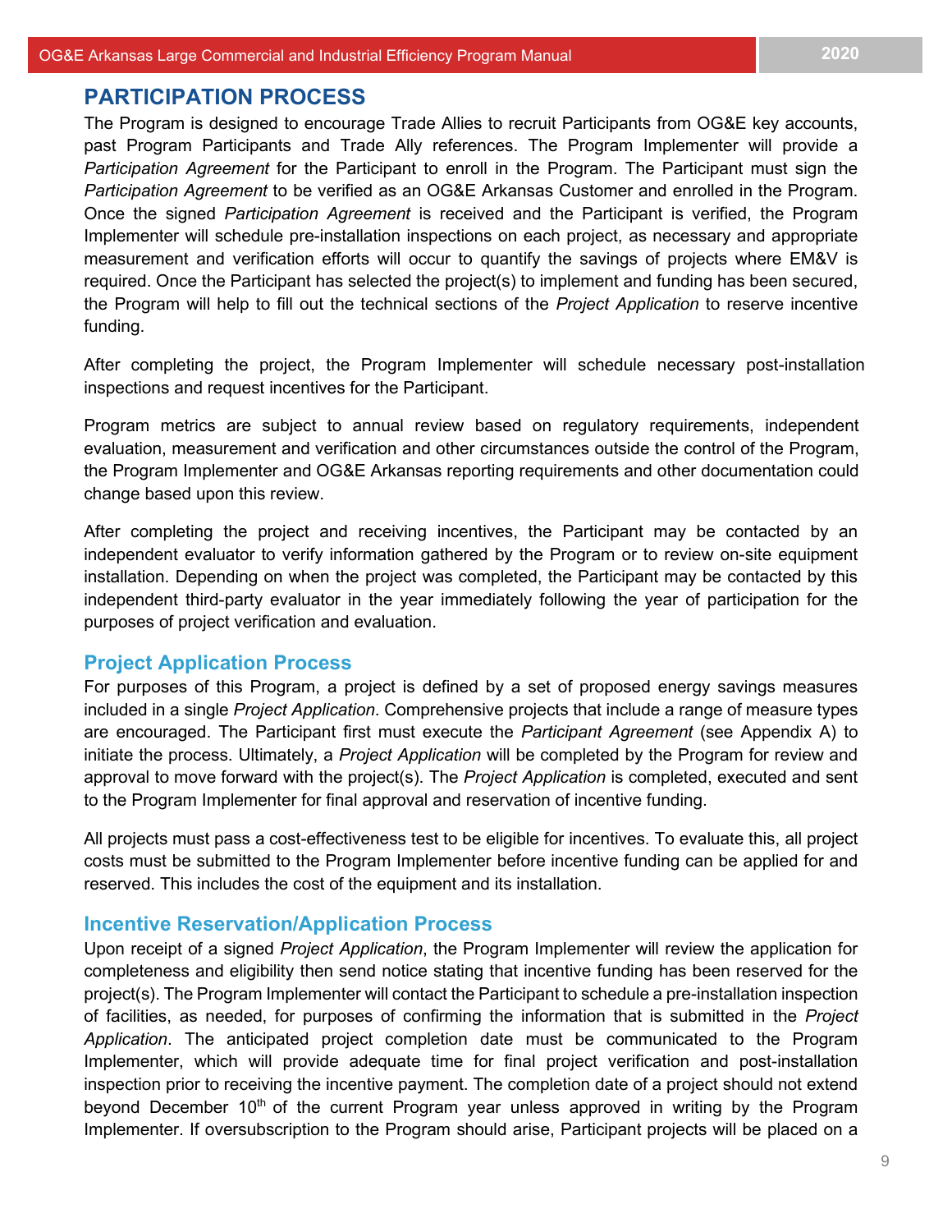## PARTICIPATION PROCESS

The Program is designed to encourage Trade Allies to recruit Participants from OG&E key accounts, past Program Participants and Trade Ally references. The Program Implementer will provide a *Participation Agreement* for the Participant to enroll in the Program. The Participant must sign the *Participation Agreement* to be verified as an OG&E Arkansas Customer and enrolled in the Program. Once the signed *Participation Agreement* is received and the Participant is verified, the Program Implementer will schedule pre-installation inspections on each project, as necessary and appropriate measurement and verification efforts will occur to quantify the savings of projects where EM&V is required. Once the Participant has selected the project(s) to implement and funding has been secured, the Program will help to fill out the technical sections of the *Project Application* to reserve incentive funding.

After completing the project, the Program Implementer will schedule necessary post-installation inspections and request incentives for the Participant.

Program metrics are subject to annual review based on regulatory requirements, independent evaluation, measurement and verification and other circumstances outside the control of the Program, the Program Implementer and OG&E Arkansas reporting requirements and other documentation could change based upon this review.

After completing the project and receiving incentives, the Participant may be contacted by an independent evaluator to verify information gathered by the Program or to review on-site equipment installation. Depending on when the project was completed, the Participant may be contacted by this independent third-party evaluator in the year immediately following the year of participation for the purposes of project verification and evaluation.

### Project Application Process

For purposes of this Program, a project is defined by a set of proposed energy savings measures included in a single *Project Application*. Comprehensive projects that include a range of measure types are encouraged. The Participant first must execute the *Participant Agreement* (see Appendix A) to initiate the process. Ultimately, a *Project Application* will be completed by the Program for review and approval to move forward with the project(s). The *Project Application* is completed, executed and sent to the Program Implementer for final approval and reservation of incentive funding.

All projects must pass a cost-effectiveness test to be eligible for incentives. To evaluate this, all project costs must be submitted to the Program Implementer before incentive funding can be applied for and reserved. This includes the cost of the equipment and its installation.

### Incentive Reservation/Application Process

Upon receipt of a signed *Project Application*, the Program Implementer will review the application for completeness and eligibility then send notice stating that incentive funding has been reserved for the project(s). The Program Implementer will contact the Participant to schedule a pre-installation inspection of facilities, as needed, for purposes of confirming the information that is submitted in the *Project Application*. The anticipated project completion date must be communicated to the Program Implementer, which will provide adequate time for final project verification and post-installation inspection prior to receiving the incentive payment. The completion date of a project should not extend beyond December 10th of the current Program year unless approved in writing by the Program Implementer. If oversubscription to the Program should arise, Participant projects will be placed on a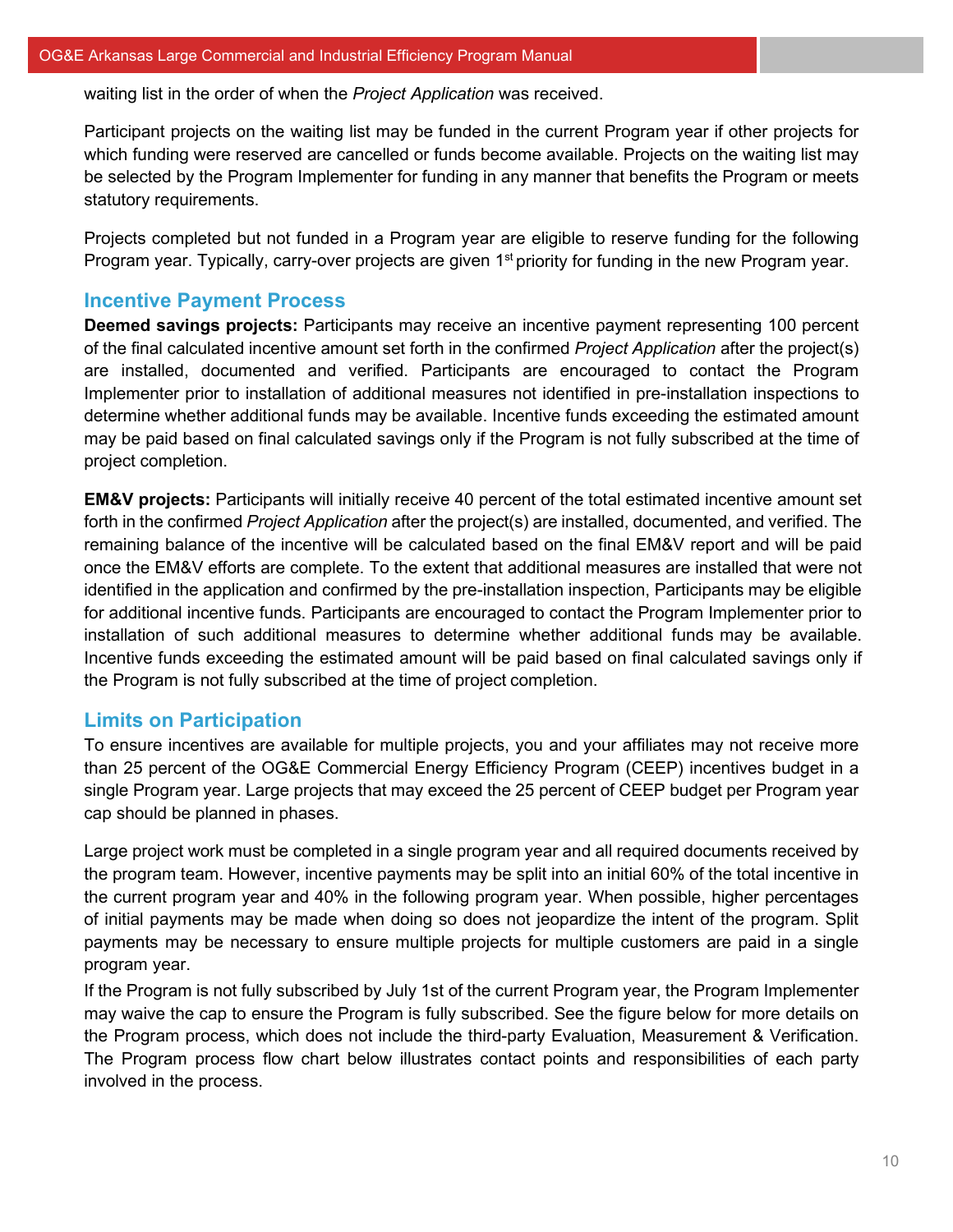waiting list in the order of when the *Project Application* was received.

Participant projects on the waiting list may be funded in the current Program year if other projects for which funding were reserved are cancelled or funds become available. Projects on the waiting list may be selected by the Program Implementer for funding in any manner that benefits the Program or meets statutory requirements.

Projects completed but not funded in a Program year are eligible to reserve funding for the following Program year. Typically, carry-over projects are given 1st priority for funding in the new Program year.

## Incentive Payment Process

**Deemed savings projects:** Participants may receive an incentive payment representing 100 percent of the final calculated incentive amount set forth in the confirmed *Project Application* after the project(s) are installed, documented and verified. Participants are encouraged to contact the Program Implementer prior to installation of additional measures not identified in pre-installation inspections to determine whether additional funds may be available. Incentive funds exceeding the estimated amount may be paid based on final calculated savings only if the Program is not fully subscribed at the time of project completion.

**EM&V projects:** Participants will initially receive 40 percent of the total estimated incentive amount set forth in the confirmed *Project Application* after the project(s) are installed, documented, and verified. The remaining balance of the incentive will be calculated based on the final EM&V report and will be paid once the EM&V efforts are complete. To the extent that additional measures are installed that were not identified in the application and confirmed by the pre-installation inspection, Participants may be eligible for additional incentive funds. Participants are encouraged to contact the Program Implementer prior to installation of such additional measures to determine whether additional funds may be available. Incentive funds exceeding the estimated amount will be paid based on final calculated savings only if the Program is not fully subscribed at the time of project completion.

## Limits on Participation

To ensure incentives are available for multiple projects, you and your affiliates may not receive more than 25 percent of the OG&E Commercial Energy Efficiency Program (CEEP) incentives budget in a single Program year. Large projects that may exceed the 25 percent of CEEP budget per Program year cap should be planned in phases.

Large project work must be completed in a single program year and all required documents received by the program team. However, incentive payments may be split into an initial 60% of the total incentive in the current program year and 40% in the following program year. When possible, higher percentages of initial payments may be made when doing so does not jeopardize the intent of the program. Split payments may be necessary to ensure multiple projects for multiple customers are paid in a single program year.

If the Program is not fully subscribed by July 1st of the current Program year, the Program Implementer may waive the cap to ensure the Program is fully subscribed. See the figure below for more details on the Program process, which does not include the third-party Evaluation, Measurement & Verification. The Program process flow chart below illustrates contact points and responsibilities of each party involved in the process.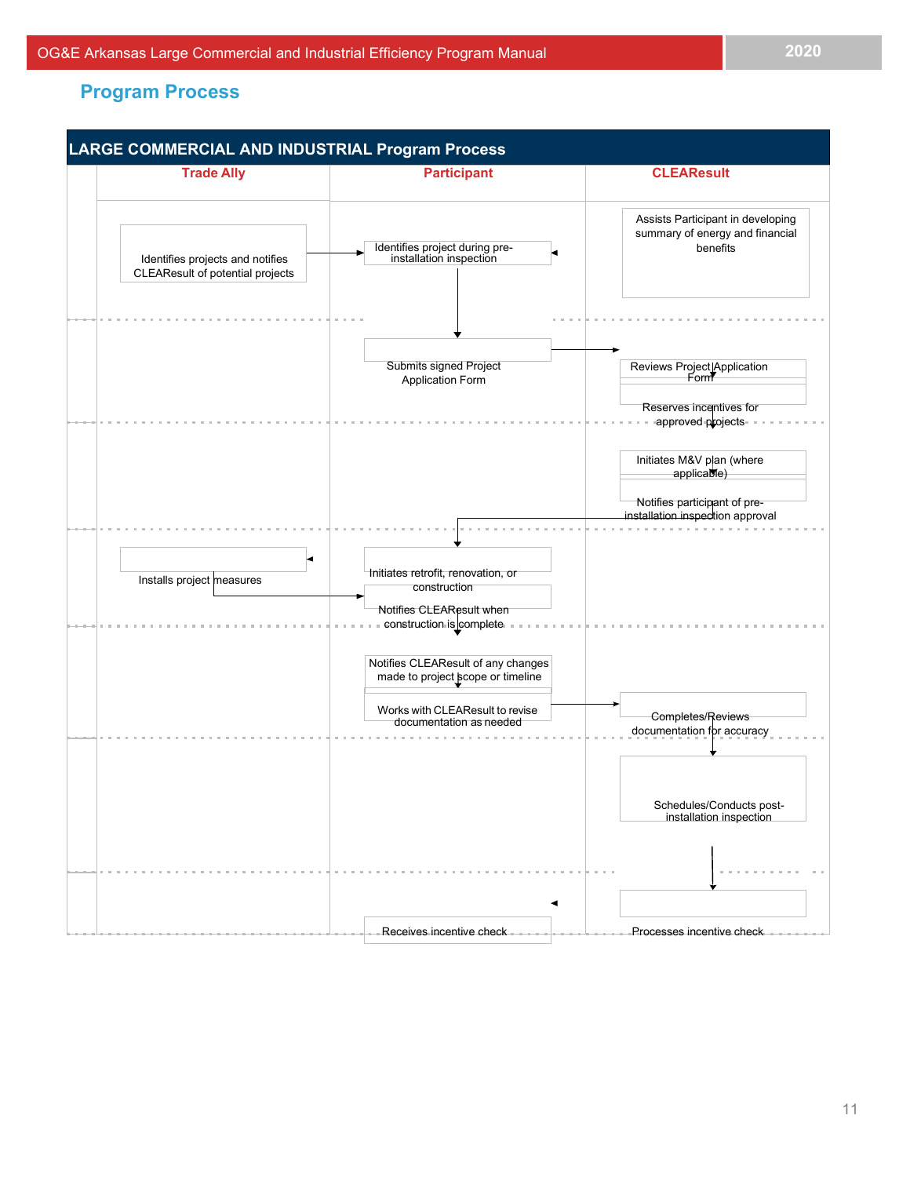## Program Process

| LARGE COMMERCIAL AND INDUSTRIAL Program Process | | |
|---|---|---|
| **Trade Ally** | **Participant** | **CLEAResult** |
| Identifies projects and notifies CLEAResult of potential projects | Identifies project during pre-installation inspection | Assists Participant in developing summary of energy and financial benefits |
| | Submits signed Project Application Form | Reviews Project Application Form<br>Reserves incentives for approved projects |
| | | Initiates M&V plan (where applicable)<br>Notifies participant of pre-installation inspection approval |
| Installs project measures | Initiates retrofit, renovation, or construction<br>Notifies CLEAResult when construction is complete | |
| | Notifies CLEAResult of any changes made to project scope or timeline<br>Works with CLEAResult to revise documentation as needed | Completes/Reviews documentation for accuracy |
| | | Schedules/Conducts post-installation inspection |
| | Receives incentive check | Processes incentive check |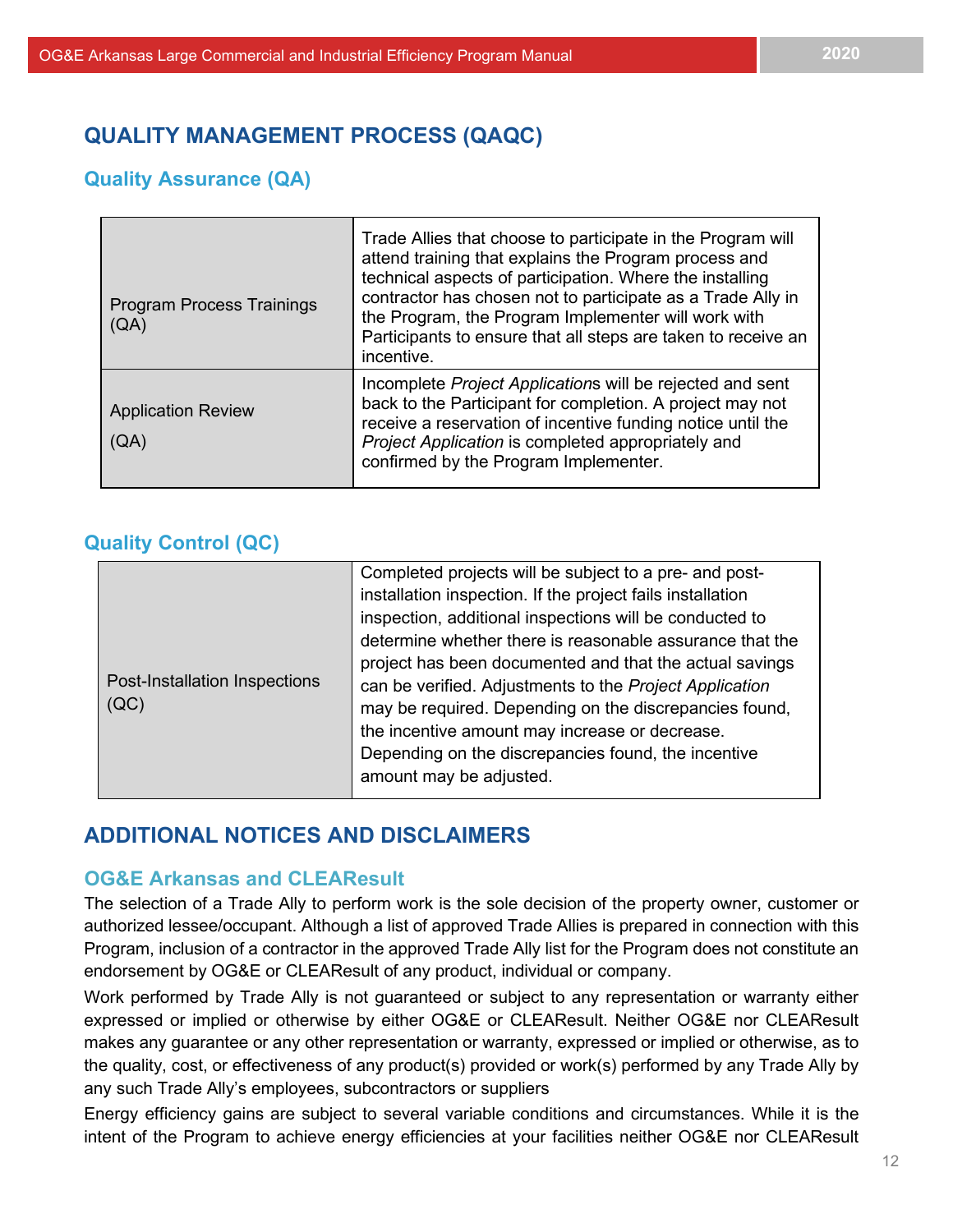## QUALITY MANAGEMENT PROCESS (QAQC)

### Quality Assurance (QA)

| | |
|---|---|
| Program Process Trainings (QA) | Trade Allies that choose to participate in the Program will attend training that explains the Program process and technical aspects of participation. Where the installing contractor has chosen not to participate as a Trade Ally in the Program, the Program Implementer will work with Participants to ensure that all steps are taken to receive an incentive. |
| Application Review (QA) | Incomplete *Project Application*s will be rejected and sent back to the Participant for completion. A project may not receive a reservation of incentive funding notice until the *Project Application* is completed appropriately and confirmed by the Program Implementer. |

### Quality Control (QC)

| | |
|---|---|
| Post-Installation Inspections (QC) | Completed projects will be subject to a pre- and post-installation inspection. If the project fails installation inspection, additional inspections will be conducted to determine whether there is reasonable assurance that the project has been documented and that the actual savings can be verified. Adjustments to the *Project Application* may be required. Depending on the discrepancies found, the incentive amount may increase or decrease. Depending on the discrepancies found, the incentive amount may be adjusted. |

## ADDITIONAL NOTICES AND DISCLAIMERS

### OG&E Arkansas and CLEAResult

The selection of a Trade Ally to perform work is the sole decision of the property owner, customer or authorized lessee/occupant. Although a list of approved Trade Allies is prepared in connection with this Program, inclusion of a contractor in the approved Trade Ally list for the Program does not constitute an endorsement by OG&E or CLEAResult of any product, individual or company.

Work performed by Trade Ally is not guaranteed or subject to any representation or warranty either expressed or implied or otherwise by either OG&E or CLEAResult. Neither OG&E nor CLEAResult makes any guarantee or any other representation or warranty, expressed or implied or otherwise, as to the quality, cost, or effectiveness of any product(s) provided or work(s) performed by any Trade Ally by any such Trade Ally's employees, subcontractors or suppliers

Energy efficiency gains are subject to several variable conditions and circumstances. While it is the intent of the Program to achieve energy efficiencies at your facilities neither OG&E nor CLEAResult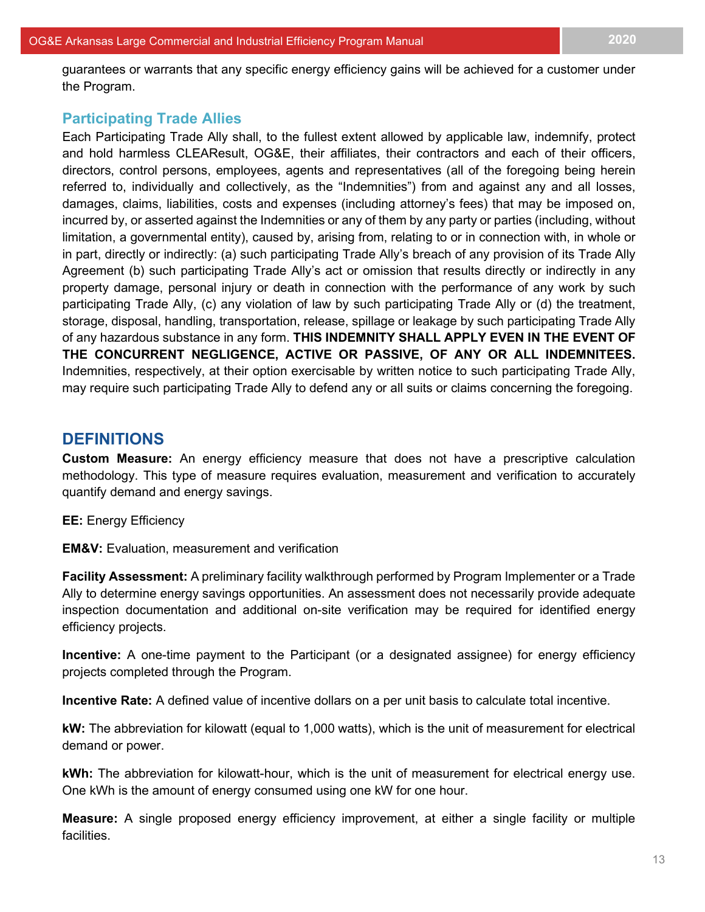guarantees or warrants that any specific energy efficiency gains will be achieved for a customer under the Program.

### Participating Trade Allies

Each Participating Trade Ally shall, to the fullest extent allowed by applicable law, indemnify, protect and hold harmless CLEAResult, OG&E, their affiliates, their contractors and each of their officers, directors, control persons, employees, agents and representatives (all of the foregoing being herein referred to, individually and collectively, as the "Indemnities") from and against any and all losses, damages, claims, liabilities, costs and expenses (including attorney's fees) that may be imposed on, incurred by, or asserted against the Indemnities or any of them by any party or parties (including, without limitation, a governmental entity), caused by, arising from, relating to or in connection with, in whole or in part, directly or indirectly: (a) such participating Trade Ally's breach of any provision of its Trade Ally Agreement (b) such participating Trade Ally's act or omission that results directly or indirectly in any property damage, personal injury or death in connection with the performance of any work by such participating Trade Ally, (c) any violation of law by such participating Trade Ally or (d) the treatment, storage, disposal, handling, transportation, release, spillage or leakage by such participating Trade Ally of any hazardous substance in any form. **THIS INDEMNITY SHALL APPLY EVEN IN THE EVENT OF THE CONCURRENT NEGLIGENCE, ACTIVE OR PASSIVE, OF ANY OR ALL INDEMNITEES.** Indemnities, respectively, at their option exercisable by written notice to such participating Trade Ally, may require such participating Trade Ally to defend any or all suits or claims concerning the foregoing.

## DEFINITIONS

**Custom Measure:** An energy efficiency measure that does not have a prescriptive calculation methodology. This type of measure requires evaluation, measurement and verification to accurately quantify demand and energy savings.

**EE:** Energy Efficiency

**EM&V:** Evaluation, measurement and verification

**Facility Assessment:** A preliminary facility walkthrough performed by Program Implementer or a Trade Ally to determine energy savings opportunities. An assessment does not necessarily provide adequate inspection documentation and additional on-site verification may be required for identified energy efficiency projects.

**Incentive:** A one-time payment to the Participant (or a designated assignee) for energy efficiency projects completed through the Program.

**Incentive Rate:** A defined value of incentive dollars on a per unit basis to calculate total incentive.

**kW:** The abbreviation for kilowatt (equal to 1,000 watts), which is the unit of measurement for electrical demand or power.

**kWh:** The abbreviation for kilowatt-hour, which is the unit of measurement for electrical energy use. One kWh is the amount of energy consumed using one kW for one hour.

**Measure:** A single proposed energy efficiency improvement, at either a single facility or multiple facilities.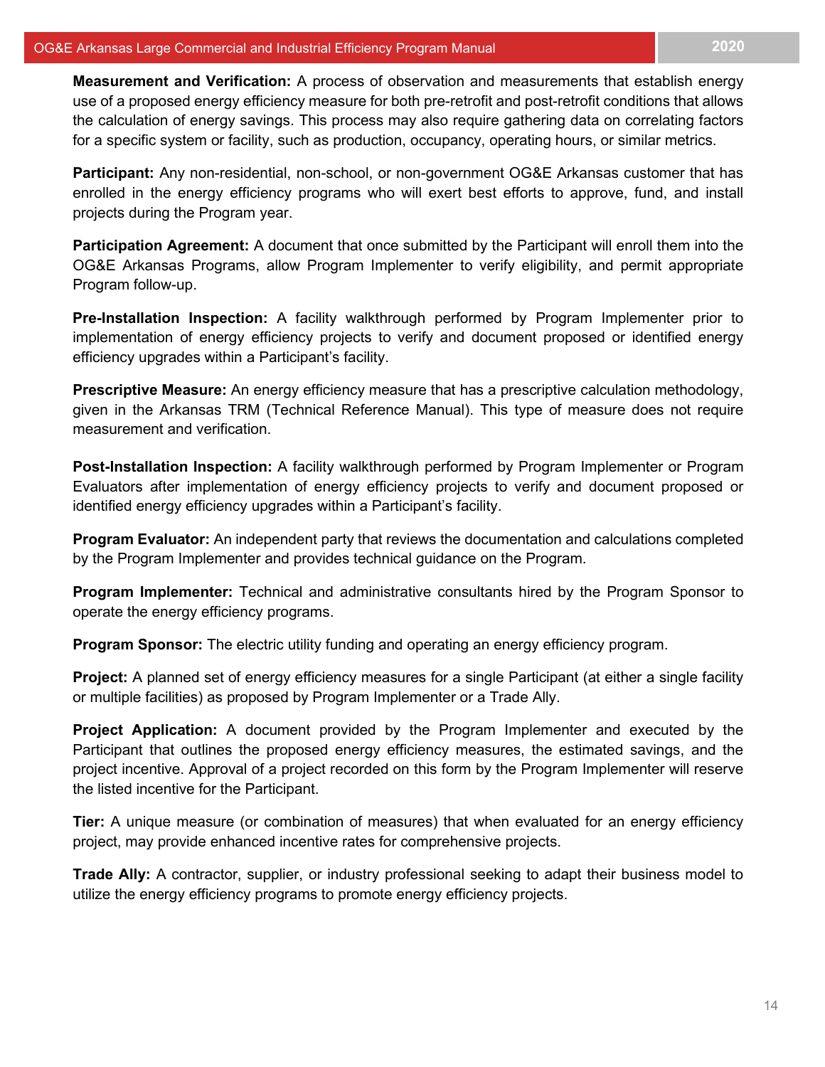**Measurement and Verification:** A process of observation and measurements that establish energy use of a proposed energy efficiency measure for both pre-retrofit and post-retrofit conditions that allows the calculation of energy savings. This process may also require gathering data on correlating factors for a specific system or facility, such as production, occupancy, operating hours, or similar metrics.

**Participant:** Any non-residential, non-school, or non-government OG&E Arkansas customer that has enrolled in the energy efficiency programs who will exert best efforts to approve, fund, and install projects during the Program year.

**Participation Agreement:** A document that once submitted by the Participant will enroll them into the OG&E Arkansas Programs, allow Program Implementer to verify eligibility, and permit appropriate Program follow-up.

**Pre-Installation Inspection:** A facility walkthrough performed by Program Implementer prior to implementation of energy efficiency projects to verify and document proposed or identified energy efficiency upgrades within a Participant's facility.

**Prescriptive Measure:** An energy efficiency measure that has a prescriptive calculation methodology, given in the Arkansas TRM (Technical Reference Manual). This type of measure does not require measurement and verification.

**Post-Installation Inspection:** A facility walkthrough performed by Program Implementer or Program Evaluators after implementation of energy efficiency projects to verify and document proposed or identified energy efficiency upgrades within a Participant's facility.

**Program Evaluator:** An independent party that reviews the documentation and calculations completed by the Program Implementer and provides technical guidance on the Program.

**Program Implementer:** Technical and administrative consultants hired by the Program Sponsor to operate the energy efficiency programs.

**Program Sponsor:** The electric utility funding and operating an energy efficiency program.

**Project:** A planned set of energy efficiency measures for a single Participant (at either a single facility or multiple facilities) as proposed by Program Implementer or a Trade Ally.

**Project Application:** A document provided by the Program Implementer and executed by the Participant that outlines the proposed energy efficiency measures, the estimated savings, and the project incentive. Approval of a project recorded on this form by the Program Implementer will reserve the listed incentive for the Participant.

**Tier:** A unique measure (or combination of measures) that when evaluated for an energy efficiency project, may provide enhanced incentive rates for comprehensive projects.

**Trade Ally:** A contractor, supplier, or industry professional seeking to adapt their business model to utilize the energy efficiency programs to promote energy efficiency projects.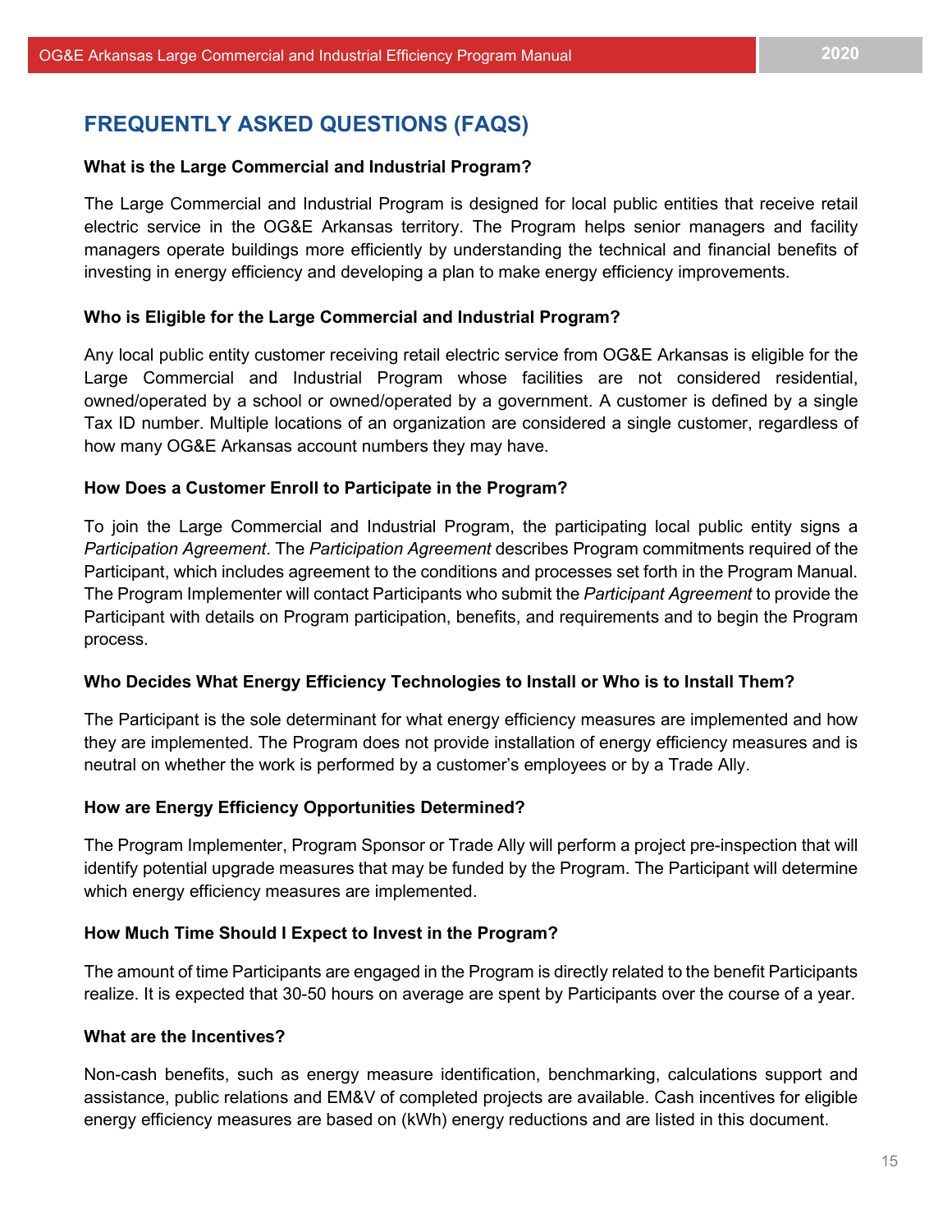## FREQUENTLY ASKED QUESTIONS (FAQS)

**What is the Large Commercial and Industrial Program?**

The Large Commercial and Industrial Program is designed for local public entities that receive retail electric service in the OG&E Arkansas territory. The Program helps senior managers and facility managers operate buildings more efficiently by understanding the technical and financial benefits of investing in energy efficiency and developing a plan to make energy efficiency improvements.

**Who is Eligible for the Large Commercial and Industrial Program?**

Any local public entity customer receiving retail electric service from OG&E Arkansas is eligible for the Large Commercial and Industrial Program whose facilities are not considered residential, owned/operated by a school or owned/operated by a government. A customer is defined by a single Tax ID number. Multiple locations of an organization are considered a single customer, regardless of how many OG&E Arkansas account numbers they may have.

**How Does a Customer Enroll to Participate in the Program?**

To join the Large Commercial and Industrial Program, the participating local public entity signs a *Participation Agreement*. The *Participation Agreement* describes Program commitments required of the Participant, which includes agreement to the conditions and processes set forth in the Program Manual. The Program Implementer will contact Participants who submit the *Participant Agreement* to provide the Participant with details on Program participation, benefits, and requirements and to begin the Program process.

**Who Decides What Energy Efficiency Technologies to Install or Who is to Install Them?**

The Participant is the sole determinant for what energy efficiency measures are implemented and how they are implemented. The Program does not provide installation of energy efficiency measures and is neutral on whether the work is performed by a customer's employees or by a Trade Ally.

**How are Energy Efficiency Opportunities Determined?**

The Program Implementer, Program Sponsor or Trade Ally will perform a project pre-inspection that will identify potential upgrade measures that may be funded by the Program. The Participant will determine which energy efficiency measures are implemented.

**How Much Time Should I Expect to Invest in the Program?**

The amount of time Participants are engaged in the Program is directly related to the benefit Participants realize. It is expected that 30-50 hours on average are spent by Participants over the course of a year.

**What are the Incentives?**

Non-cash benefits, such as energy measure identification, benchmarking, calculations support and assistance, public relations and EM&V of completed projects are available. Cash incentives for eligible energy efficiency measures are based on (kWh) energy reductions and are listed in this document.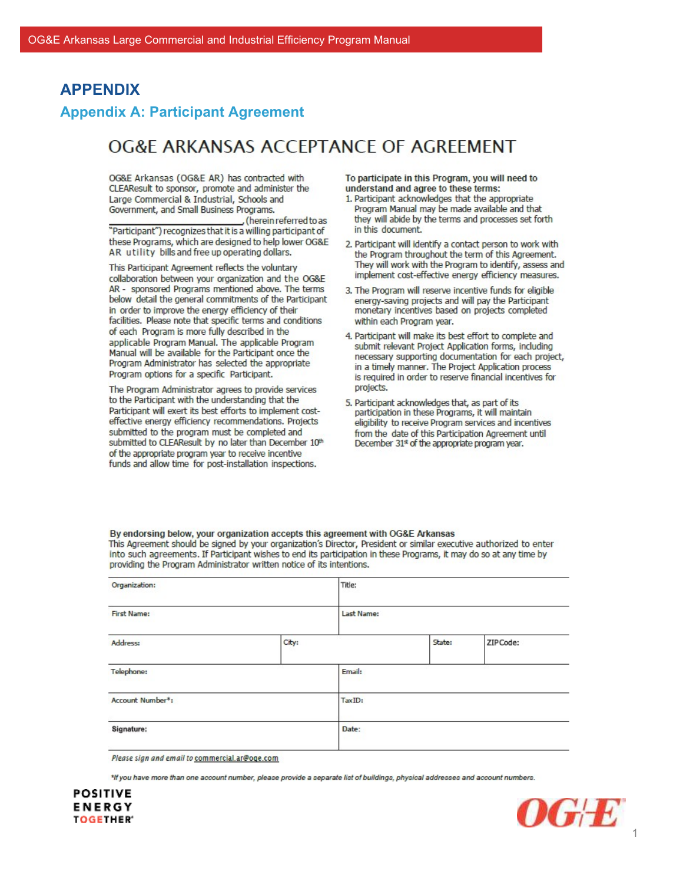# APPENDIX

## Appendix A: Participant Agreement

# OG&E ARKANSAS ACCEPTANCE OF AGREEMENT

OG&E Arkansas (OG&E AR) has contracted with CLEAResult to sponsor, promote and administer the Large Commercial & Industrial, Schools and Government, and Small Business Programs.

________________________, (herein referred to as "Participant") recognizes that it is a willing participant of these Programs, which are designed to help lower OG&E AR utility bills and free up operating dollars.

This Participant Agreement reflects the voluntary collaboration between your organization and the OG&E AR - sponsored Programs mentioned above. The terms below detail the general commitments of the Participant in order to improve the energy efficiency of their facilities. Please note that specific terms and conditions of each Program is more fully described in the applicable Program Manual. The applicable Program Manual will be available for the Participant once the Program Administrator has selected the appropriate Program options for a specific Participant.

The Program Administrator agrees to provide services to the Participant with the understanding that the Participant will exert its best efforts to implement cost-effective energy efficiency recommendations. Projects submitted to the program must be completed and submitted to CLEAResult by no later than December 10th of the appropriate program year to receive incentive funds and allow time for post-installation inspections.

**To participate in this Program, you will need to understand and agree to these terms:**

1. Participant acknowledges that the appropriate Program Manual may be made available and that they will abide by the terms and processes set forth in this document.
2. Participant will identify a contact person to work with the Program throughout the term of this Agreement. They will work with the Program to identify, assess and implement cost-effective energy efficiency measures.
3. The Program will reserve incentive funds for eligible energy-saving projects and will pay the Participant monetary incentives based on projects completed within each Program year.
4. Participant will make its best effort to complete and submit relevant Project Application forms, including necessary supporting documentation for each project, in a timely manner. The Project Application process is required in order to reserve financial incentives for projects.
5. Participant acknowledges that, as part of its participation in these Programs, it will maintain eligibility to receive Program services and incentives from the date of this Participation Agreement until December 31st of the appropriate program year.

**By endorsing below, your organization accepts this agreement with OG&E Arkansas**

This Agreement should be signed by your organization's Director, President or similar executive authorized to enter into such agreements. If Participant wishes to end its participation in these Programs, it may do so at any time by providing the Program Administrator written notice of its intentions.

| Organization: | | Title: | |
|---|---|---|---|
| First Name: | | Last Name: | |
| Address: | City: | State: | ZIP Code: |
| Telephone: | | Email: | |
| Account Number*: | | Tax ID: | |
| **Signature:** | | Date: | |

*Please sign and email to commercial.ar@oge.com*

*\*If you have more than one account number, please provide a separate list of buildings, physical addresses and account numbers.*

POSITIVE ENERGY TOGETHER®

OG&E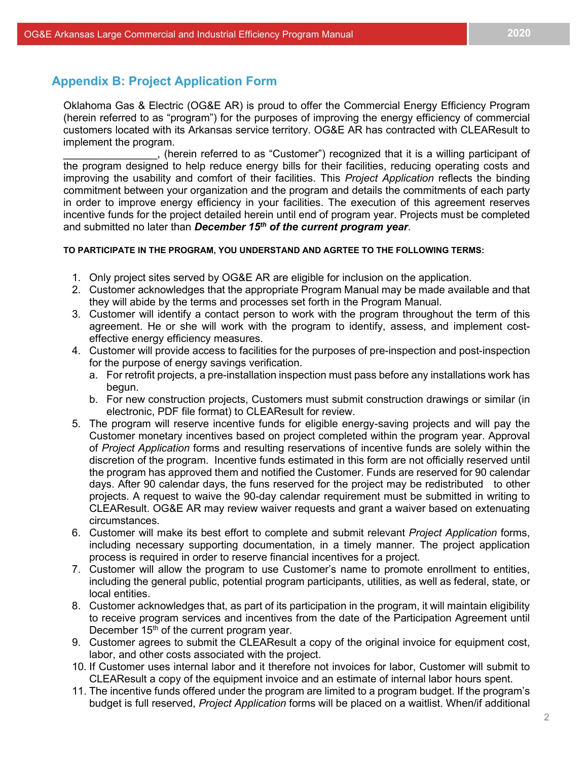## Appendix B: Project Application Form

Oklahoma Gas & Electric (OG&E AR) is proud to offer the Commercial Energy Efficiency Program (herein referred to as "program") for the purposes of improving the energy efficiency of commercial customers located with its Arkansas service territory. OG&E AR has contracted with CLEAResult to implement the program.

________________, (herein referred to as "Customer") recognized that it is a willing participant of the program designed to help reduce energy bills for their facilities, reducing operating costs and improving the usability and comfort of their facilities. This *Project Application* reflects the binding commitment between your organization and the program and details the commitments of each party in order to improve energy efficiency in your facilities. The execution of this agreement reserves incentive funds for the project detailed herein until end of program year. Projects must be completed and submitted no later than ***December 15th of the current program year***.

**TO PARTICIPATE IN THE PROGRAM, YOU UNDERSTAND AND AGRTEE TO THE FOLLOWING TERMS:**

1. Only project sites served by OG&E AR are eligible for inclusion on the application.
2. Customer acknowledges that the appropriate Program Manual may be made available and that they will abide by the terms and processes set forth in the Program Manual.
3. Customer will identify a contact person to work with the program throughout the term of this agreement. He or she will work with the program to identify, assess, and implement cost-effective energy efficiency measures.
4. Customer will provide access to facilities for the purposes of pre-inspection and post-inspection for the purpose of energy savings verification.
   a. For retrofit projects, a pre-installation inspection must pass before any installations work has begun.
   b. For new construction projects, Customers must submit construction drawings or similar (in electronic, PDF file format) to CLEAResult for review.
5. The program will reserve incentive funds for eligible energy-saving projects and will pay the Customer monetary incentives based on project completed within the program year. Approval of *Project Application* forms and resulting reservations of incentive funds are solely within the discretion of the program. Incentive funds estimated in this form are not officially reserved until the program has approved them and notified the Customer. Funds are reserved for 90 calendar days. After 90 calendar days, the funs reserved for the project may be redistributed to other projects. A request to waive the 90-day calendar requirement must be submitted in writing to CLEAResult. OG&E AR may review waiver requests and grant a waiver based on extenuating circumstances.
6. Customer will make its best effort to complete and submit relevant *Project Application* forms, including necessary supporting documentation, in a timely manner. The project application process is required in order to reserve financial incentives for a project.
7. Customer will allow the program to use Customer's name to promote enrollment to entities, including the general public, potential program participants, utilities, as well as federal, state, or local entities.
8. Customer acknowledges that, as part of its participation in the program, it will maintain eligibility to receive program services and incentives from the date of the Participation Agreement until December 15th of the current program year.
9. Customer agrees to submit the CLEAResult a copy of the original invoice for equipment cost, labor, and other costs associated with the project.
10. If Customer uses internal labor and it therefore not invoices for labor, Customer will submit to CLEAResult a copy of the equipment invoice and an estimate of internal labor hours spent.
11. The incentive funds offered under the program are limited to a program budget. If the program's budget is full reserved, *Project Application* forms will be placed on a waitlist. When/if additional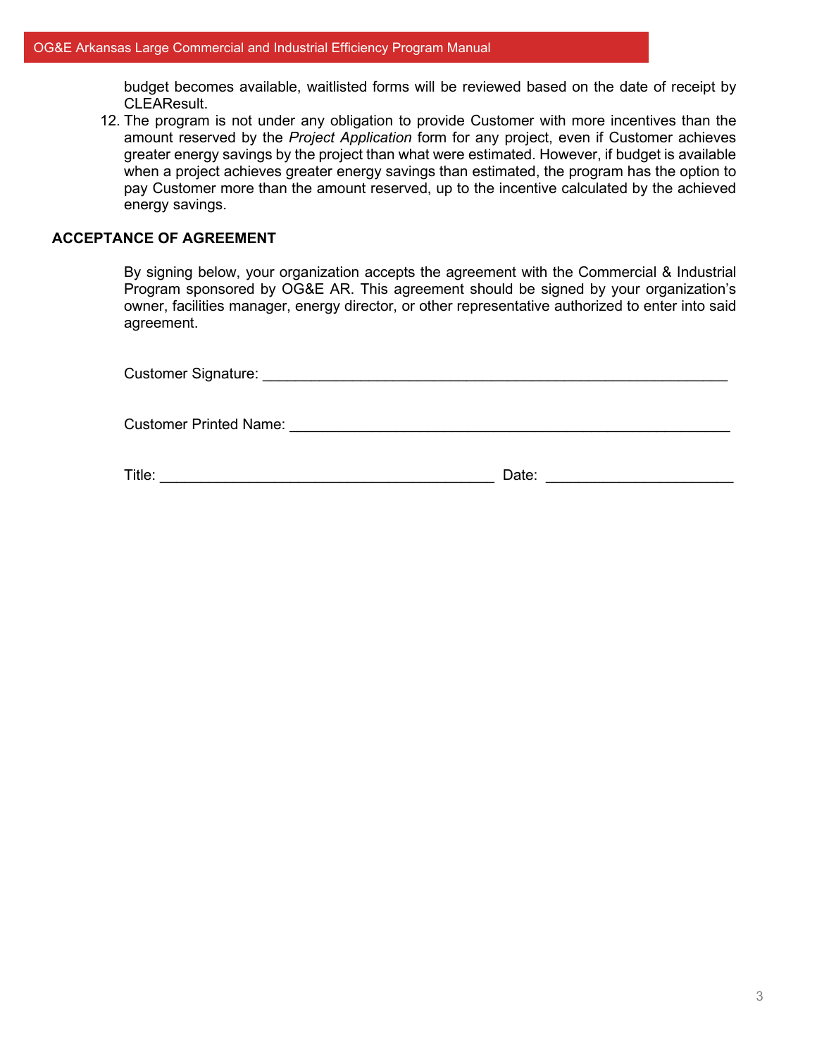budget becomes available, waitlisted forms will be reviewed based on the date of receipt by CLEAResult.

12. The program is not under any obligation to provide Customer with more incentives than the amount reserved by the *Project Application* form for any project, even if Customer achieves greater energy savings by the project than what were estimated. However, if budget is available when a project achieves greater energy savings than estimated, the program has the option to pay Customer more than the amount reserved, up to the incentive calculated by the achieved energy savings.

**ACCEPTANCE OF AGREEMENT**

By signing below, your organization accepts the agreement with the Commercial & Industrial Program sponsored by OG&E AR. This agreement should be signed by your organization's owner, facilities manager, energy director, or other representative authorized to enter into said agreement.

Customer Signature: ____________________________________________________________

Customer Printed Name: _________________________________________________________

Title: ___________________________________________ Date: ________________________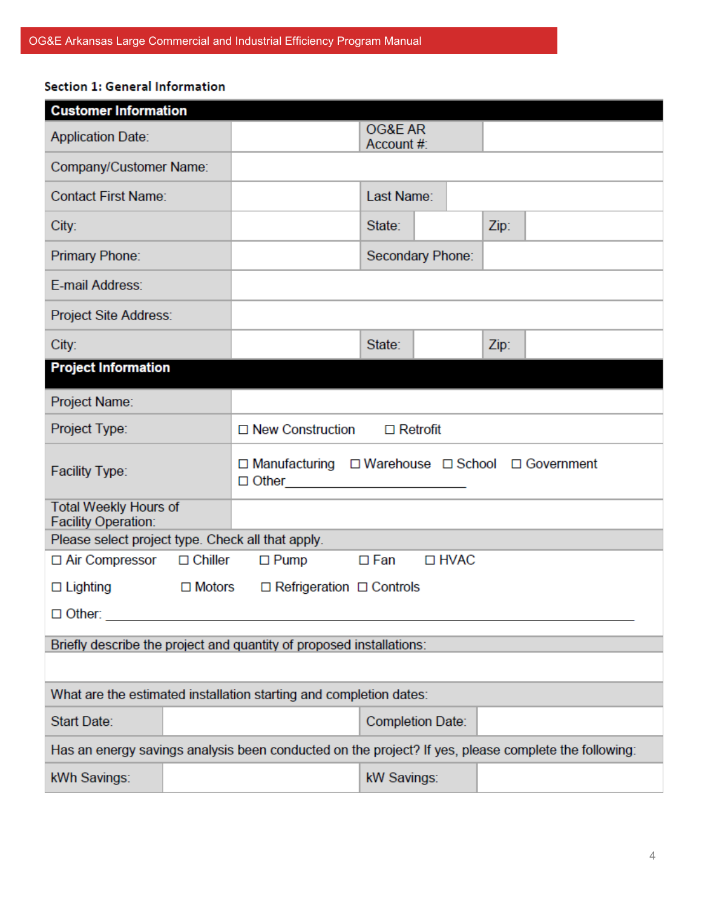### Section 1: General Information

| Customer Information | | | |
|---|---|---|---|
| Application Date: | | OG&E AR Account #: | |
| Company/Customer Name: | | | |
| Contact First Name: | | Last Name: | |
| City: | | State: | Zip: |
| Primary Phone: | | Secondary Phone: | |
| E-mail Address: | | | |
| Project Site Address: | | | |
| City: | | State: | Zip: |

| Project Information | | | |
|---|---|---|---|
| Project Name: | | | |
| Project Type: | ☐ New Construction ☐ Retrofit | | |
| Facility Type: | ☐ Manufacturing ☐ Warehouse ☐ School ☐ Government ☐ Other________________________ | | |
| Total Weekly Hours of Facility Operation: | | | |
| Please select project type. Check all that apply. | | | |
| ☐ Air Compressor ☐ Chiller ☐ Pump ☐ Fan ☐ HVAC ☐ Lighting ☐ Motors ☐ Refrigeration ☐ Controls ☐ Other: ________________________________________ | | | |
| Briefly describe the project and quantity of proposed installations: | | | |
| | | | |
| What are the estimated installation starting and completion dates: | | | |
| Start Date: | | Completion Date: | |
| Has an energy savings analysis been conducted on the project? If yes, please complete the following: | | | |
| kWh Savings: | | kW Savings: | |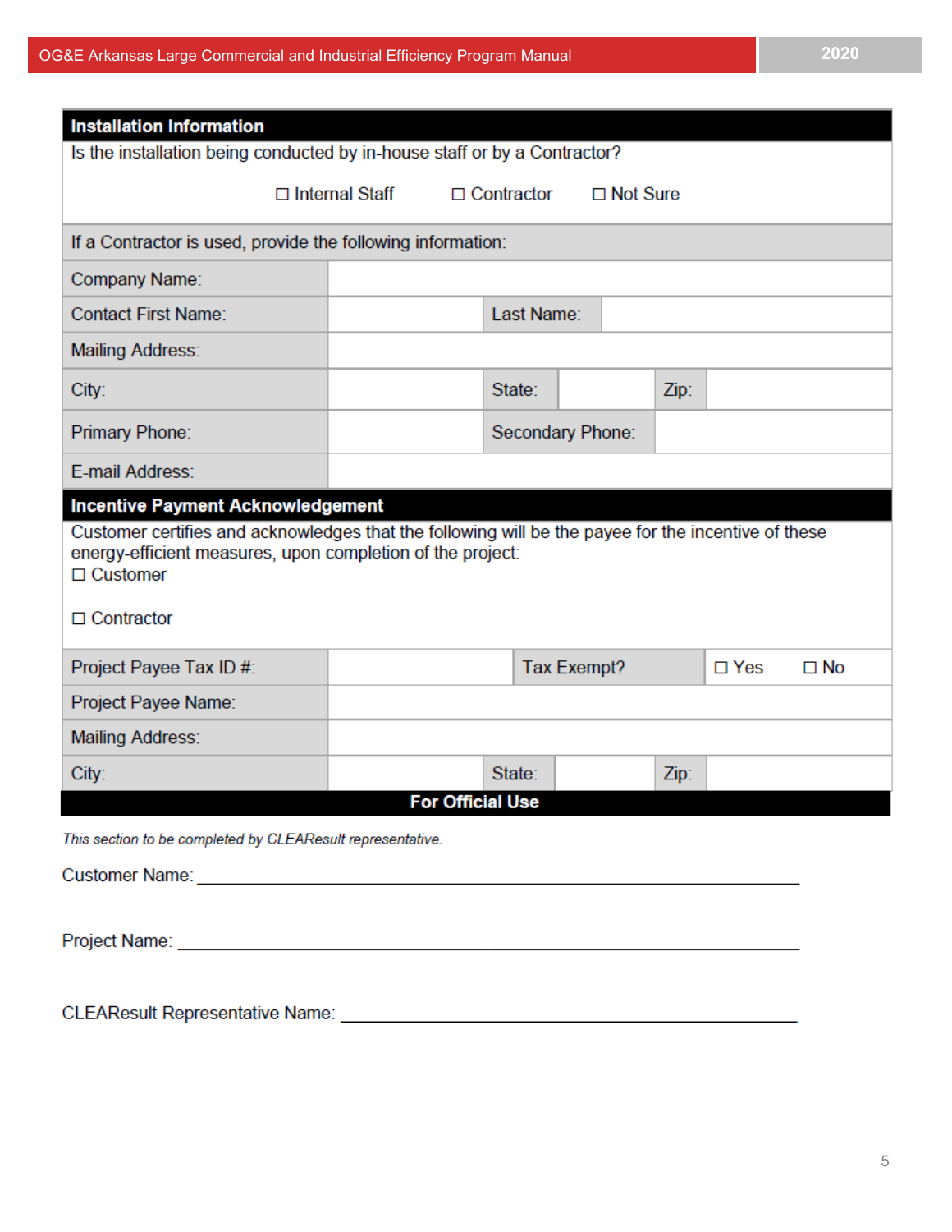| **Installation Information** | | | | | |
|---|---|---|---|---|---|
| Is the installation being conducted by in-house staff or by a Contractor? ☐ Internal Staff ☐ Contractor ☐ Not Sure | | | | | |
| If a Contractor is used, provide the following information: | | | | | |
| Company Name: | | | | | |
| Contact First Name: | | Last Name: | | | |
| Mailing Address: | | | | | |
| City: | | State: | | Zip: | |
| Primary Phone: | | Secondary Phone: | | | |
| E-mail Address: | | | | | |
| **Incentive Payment Acknowledgement** | | | | | |
| Customer certifies and acknowledges that the following will be the payee for the incentive of these energy-efficient measures, upon completion of the project: ☐ Customer ☐ Contractor | | | | | |
| Project Payee Tax ID #: | | Tax Exempt? | | ☐ Yes ☐ No | |
| Project Payee Name: | | | | | |
| Mailing Address: | | | | | |
| City: | | State: | | Zip: | |

**For Official Use**

*This section to be completed by CLEAResult representative.*

Customer Name: ____________________________________________

Project Name: ____________________________________________

CLEAResult Representative Name: ____________________________________________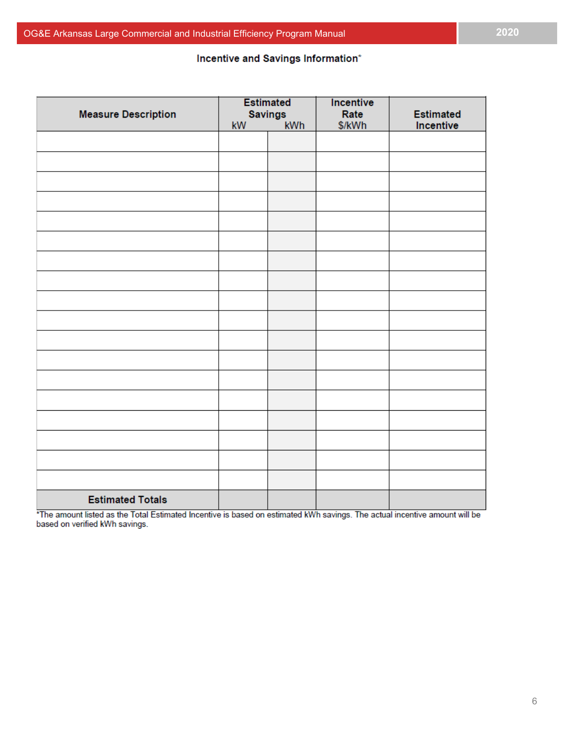### Incentive and Savings Information*

| Measure Description | Estimated Savings | | Incentive Rate | Estimated Incentive |
|---|---|---|---|---|
| | kW | kWh | $/kWh | |
| | | | | |
| | | | | |
| | | | | |
| | | | | |
| | | | | |
| | | | | |
| | | | | |
| | | | | |
| | | | | |
| | | | | |
| | | | | |
| | | | | |
| | | | | |
| | | | | |
| | | | | |
| | | | | |
| | | | | |
| | | | | |
| **Estimated Totals** | | | | |

*The amount listed as the Total Estimated Incentive is based on estimated kWh savings. The actual incentive amount will be based on verified kWh savings.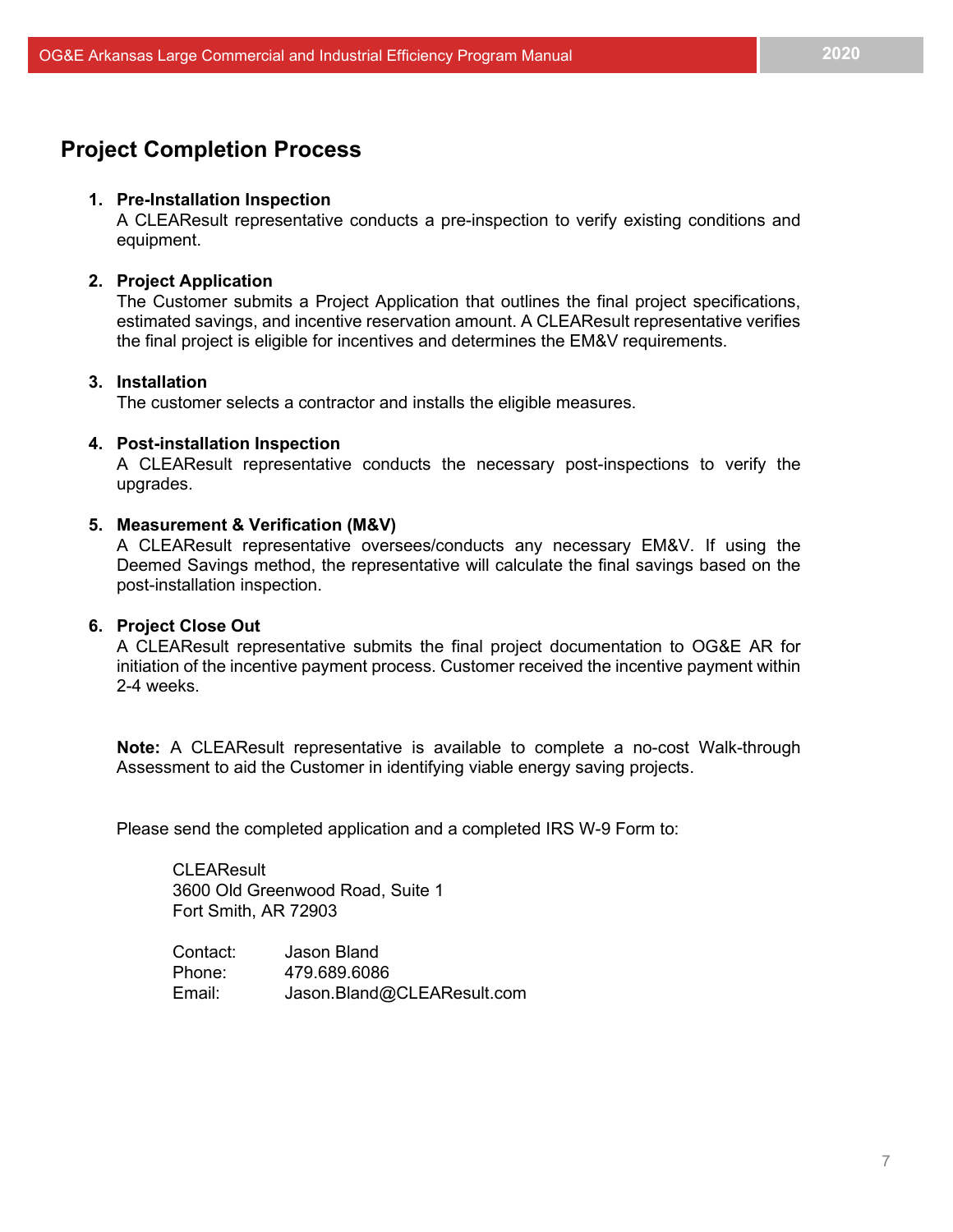## Project Completion Process

1. **Pre-Installation Inspection**
   A CLEAResult representative conducts a pre-inspection to verify existing conditions and equipment.

2. **Project Application**
   The Customer submits a Project Application that outlines the final project specifications, estimated savings, and incentive reservation amount. A CLEAResult representative verifies the final project is eligible for incentives and determines the EM&V requirements.

3. **Installation**
   The customer selects a contractor and installs the eligible measures.

4. **Post-installation Inspection**
   A CLEAResult representative conducts the necessary post-inspections to verify the upgrades.

5. **Measurement & Verification (M&V)**
   A CLEAResult representative oversees/conducts any necessary EM&V. If using the Deemed Savings method, the representative will calculate the final savings based on the post-installation inspection.

6. **Project Close Out**
   A CLEAResult representative submits the final project documentation to OG&E AR for initiation of the incentive payment process. Customer received the incentive payment within 2-4 weeks.

**Note:** A CLEAResult representative is available to complete a no-cost Walk-through Assessment to aid the Customer in identifying viable energy saving projects.

Please send the completed application and a completed IRS W-9 Form to:

CLEAResult
3600 Old Greenwood Road, Suite 1
Fort Smith, AR 72903

Contact: Jason Bland
Phone: 479.689.6086
Email: Jason.Bland@CLEAResult.com